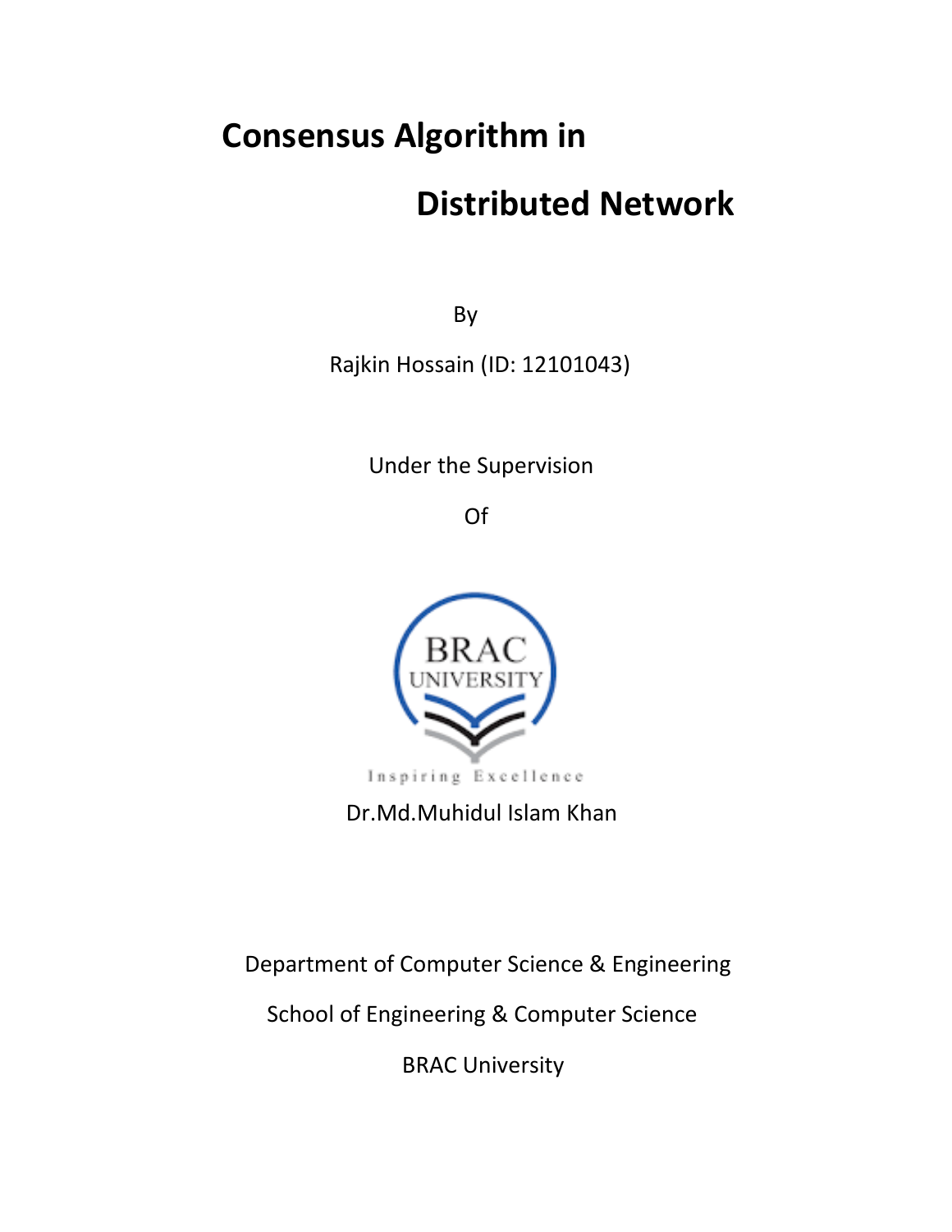# Consensus Algorithm in Distributed Network

By

Rajkin Hossain (ID: 12101043)

Under the Supervision

Of

Dr.Md.Muhidul Islam Khan

Department of Computer Science & Engineering

School of Engineering & Computer Science

BRAC University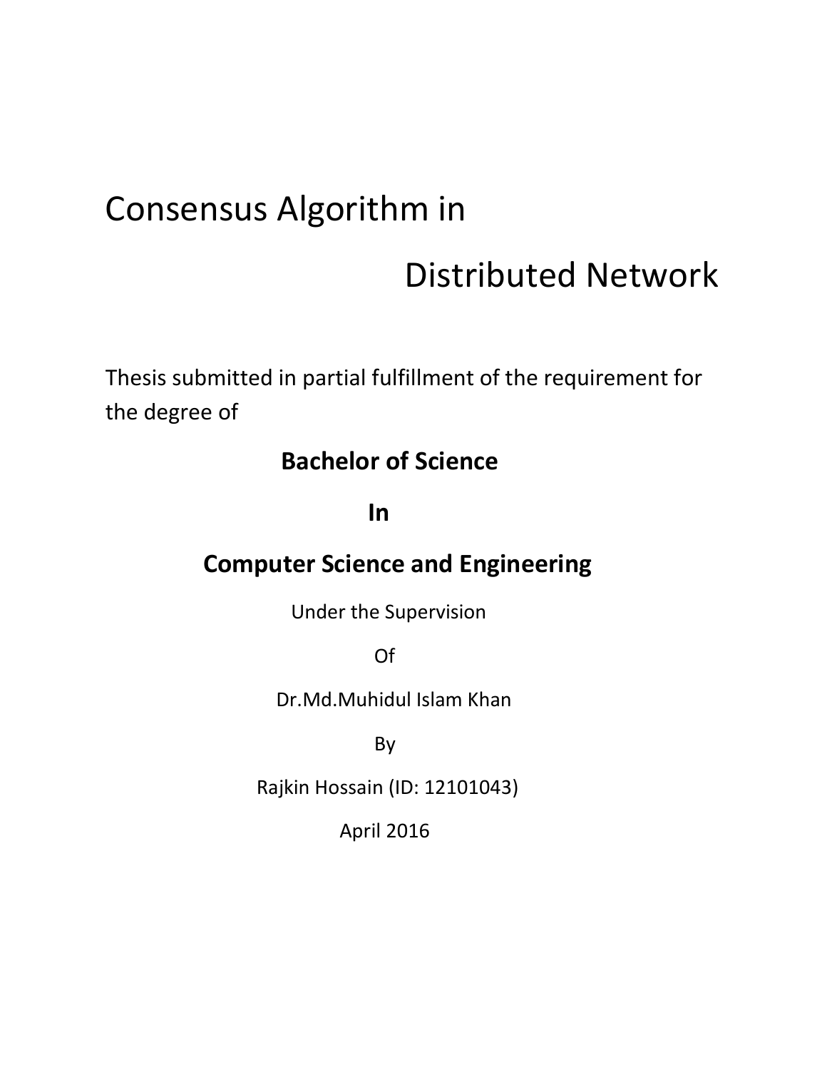# Consensus Algorithm in Distributed Network

Thesis submitted in partial fulfillment of the requirement for the degree of

**Bachelor of Science**

**In**

**Computer Science and Engineering**

Under the Supervision

Of

Dr.Md.Muhidul Islam Khan

By

Rajkin Hossain (ID: 12101043)

April 2016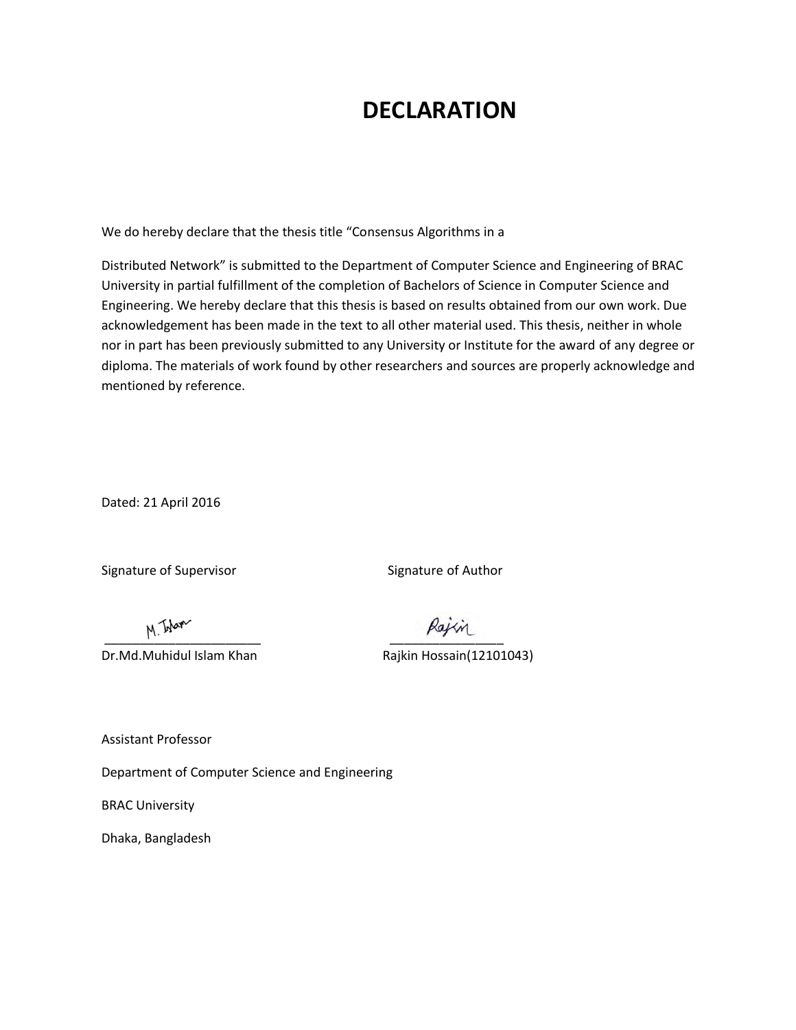# DECLARATION

We do hereby declare that the thesis title "Consensus Algorithms in a

Distributed Network" is submitted to the Department of Computer Science and Engineering of BRAC University in partial fulfillment of the completion of Bachelors of Science in Computer Science and Engineering. We hereby declare that this thesis is based on results obtained from our own work. Due acknowledgement has been made in the text to all other material used. This thesis, neither in whole nor in part has been previously submitted to any University or Institute for the award of any degree or diploma. The materials of work found by other researchers and sources are properly acknowledge and mentioned by reference.

Dated: 21 April 2016

Signature of Supervisor Signature of Author

M. Islam Rajkin

Dr.Md.Muhidul Islam Khan Rajkin Hossain(12101043)

Assistant Professor

Department of Computer Science and Engineering

BRAC University

Dhaka, Bangladesh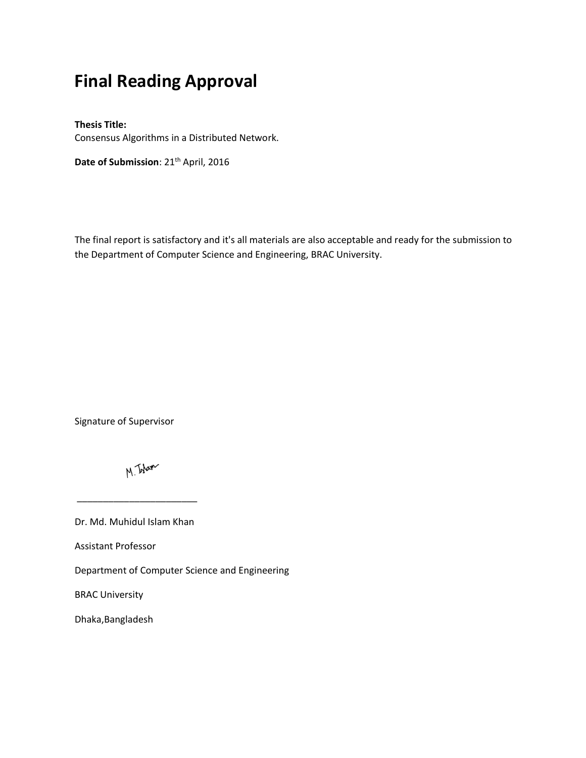# Final Reading Approval

**Thesis Title:**
Consensus Algorithms in a Distributed Network.

**Date of Submission**: 21th April, 2016

The final report is satisfactory and it's all materials are also acceptable and ready for the submission to the Department of Computer Science and Engineering, BRAC University.

Signature of Supervisor

M. Islam

_______________________

Dr. Md. Muhidul Islam Khan

Assistant Professor

Department of Computer Science and Engineering

BRAC University

Dhaka,Bangladesh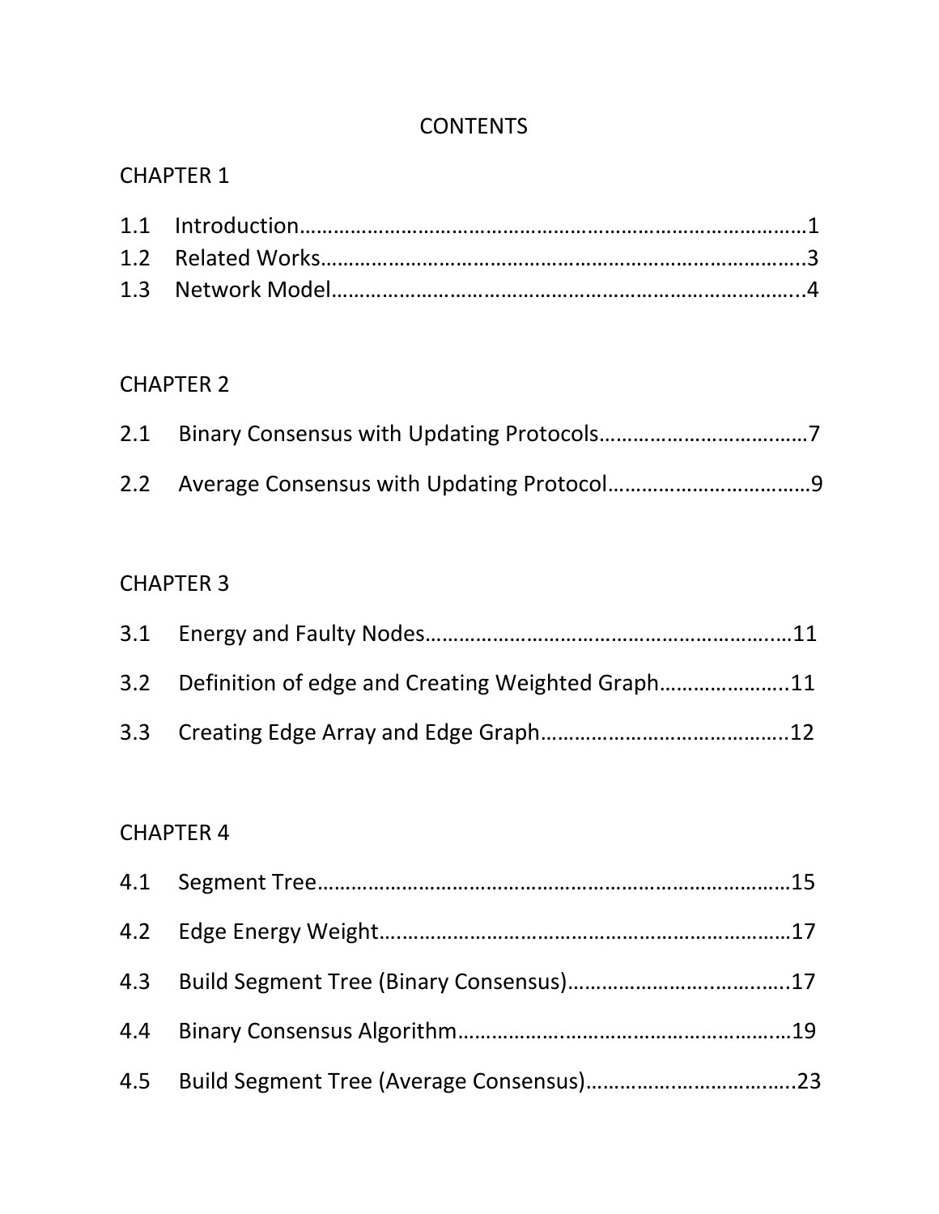# CONTENTS

## CHAPTER 1

1.1 Introduction……………………………………………………………………………1
1.2 Related Works…………………………………………………………………………..3
1.3 Network Model………………………………………………………………………...4

## CHAPTER 2

2.1 Binary Consensus with Updating Protocols………………………………7

2.2 Average Consensus with Updating Protocol………………………………9

## CHAPTER 3

3.1 Energy and Faulty Nodes………………………………………………………11

3.2 Definition of edge and Creating Weighted Graph…………………..11

3.3 Creating Edge Array and Edge Graph……………………………………..12

## CHAPTER 4

4.1 Segment Tree……………………………………………………………………………15

4.2 Edge Energy Weight………………………………………………………………17

4.3 Build Segment Tree (Binary Consensus)………………………………….17

4.4 Binary Consensus Algorithm………………………………………………19

4.5 Build Segment Tree (Average Consensus)……………………………...23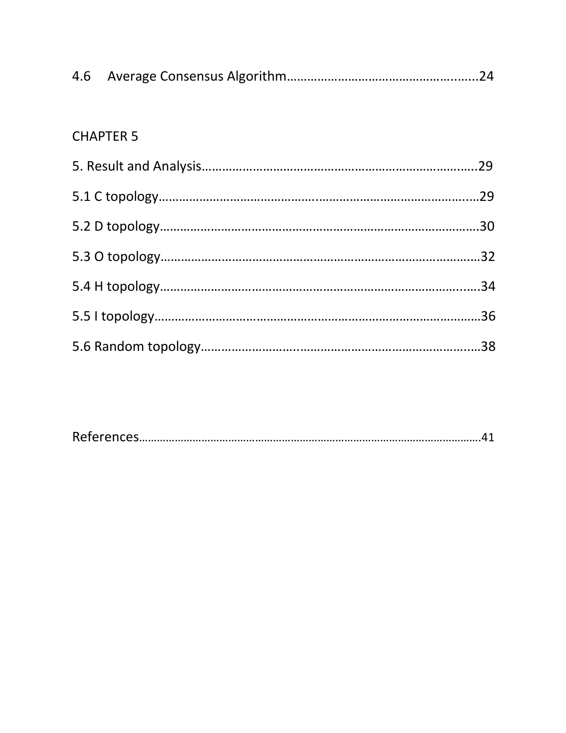4.6 Average Consensus Algorithm……………………………………………..…..24

CHAPTER 5

5. Result and Analysis…………………………………………………………………...29

5.1 C topology……………………………………..………………………………….…29

5.2 D topology…………………………………………………………………………….30

5.3 O topology………………………………………………………………………….…32

5.4 H topology…………………………………………………………………………..….34

5.5 I topology………………………………………………………………………………36

5.6 Random topology…………………….……………………………………………..…38

References……………………………………………………………………………………………41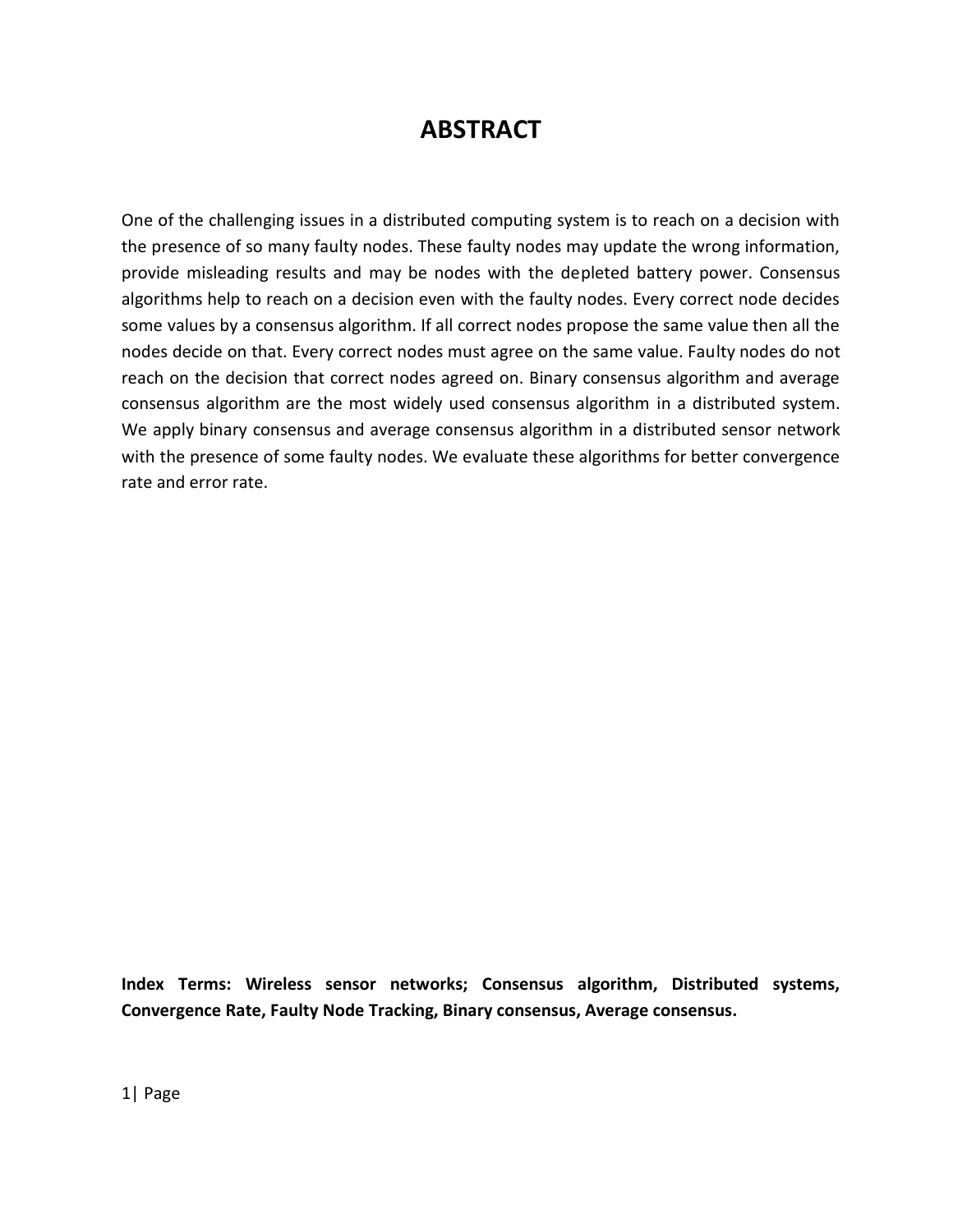# ABSTRACT

One of the challenging issues in a distributed computing system is to reach on a decision with the presence of so many faulty nodes. These faulty nodes may update the wrong information, provide misleading results and may be nodes with the depleted battery power. Consensus algorithms help to reach on a decision even with the faulty nodes. Every correct node decides some values by a consensus algorithm. If all correct nodes propose the same value then all the nodes decide on that. Every correct nodes must agree on the same value. Faulty nodes do not reach on the decision that correct nodes agreed on. Binary consensus algorithm and average consensus algorithm are the most widely used consensus algorithm in a distributed system. We apply binary consensus and average consensus algorithm in a distributed sensor network with the presence of some faulty nodes. We evaluate these algorithms for better convergence rate and error rate.

**Index Terms: Wireless sensor networks; Consensus algorithm, Distributed systems, Convergence Rate, Faulty Node Tracking, Binary consensus, Average consensus.**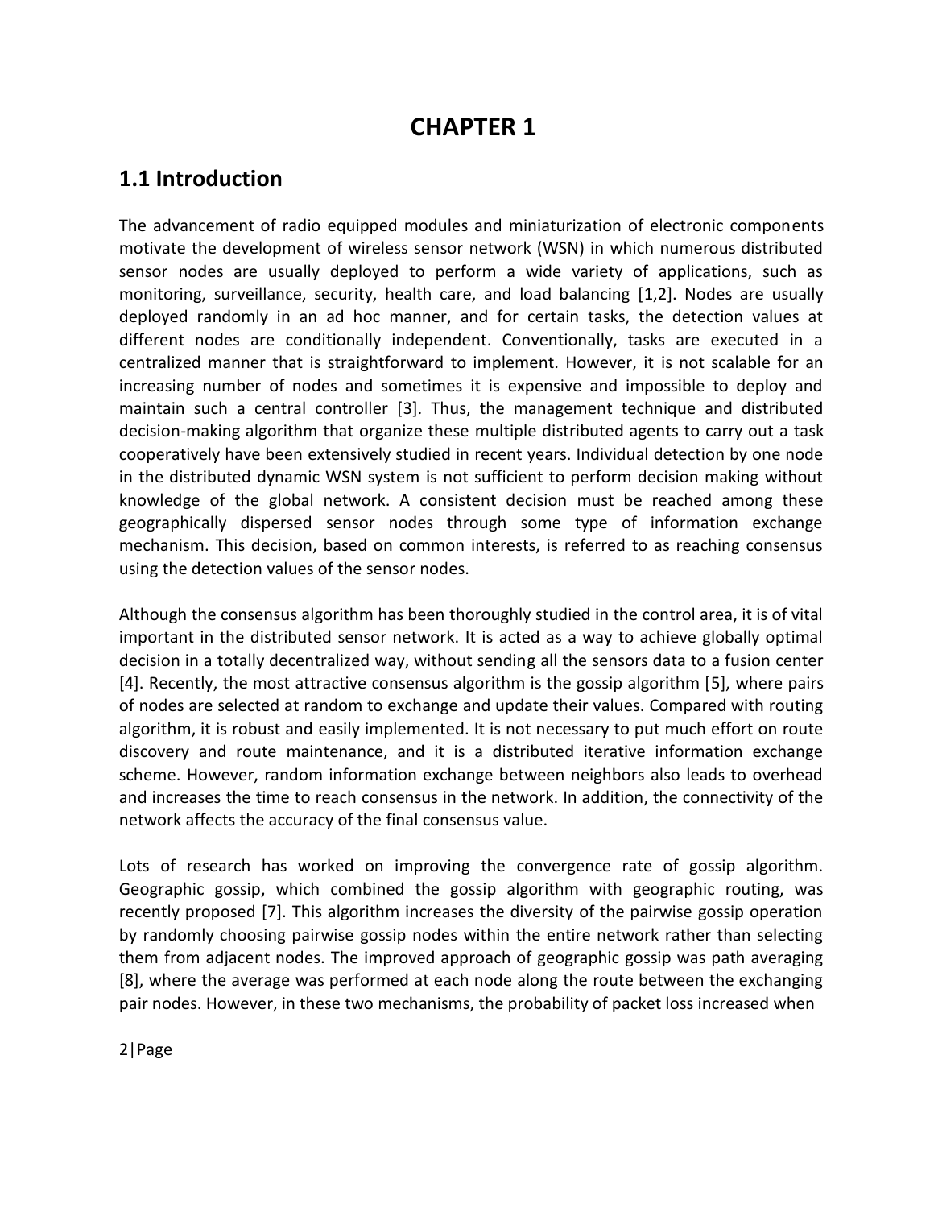# CHAPTER 1

## 1.1 Introduction

The advancement of radio equipped modules and miniaturization of electronic components motivate the development of wireless sensor network (WSN) in which numerous distributed sensor nodes are usually deployed to perform a wide variety of applications, such as monitoring, surveillance, security, health care, and load balancing [1,2]. Nodes are usually deployed randomly in an ad hoc manner, and for certain tasks, the detection values at different nodes are conditionally independent. Conventionally, tasks are executed in a centralized manner that is straightforward to implement. However, it is not scalable for an increasing number of nodes and sometimes it is expensive and impossible to deploy and maintain such a central controller [3]. Thus, the management technique and distributed decision-making algorithm that organize these multiple distributed agents to carry out a task cooperatively have been extensively studied in recent years. Individual detection by one node in the distributed dynamic WSN system is not sufficient to perform decision making without knowledge of the global network. A consistent decision must be reached among these geographically dispersed sensor nodes through some type of information exchange mechanism. This decision, based on common interests, is referred to as reaching consensus using the detection values of the sensor nodes.

Although the consensus algorithm has been thoroughly studied in the control area, it is of vital important in the distributed sensor network. It is acted as a way to achieve globally optimal decision in a totally decentralized way, without sending all the sensors data to a fusion center [4]. Recently, the most attractive consensus algorithm is the gossip algorithm [5], where pairs of nodes are selected at random to exchange and update their values. Compared with routing algorithm, it is robust and easily implemented. It is not necessary to put much effort on route discovery and route maintenance, and it is a distributed iterative information exchange scheme. However, random information exchange between neighbors also leads to overhead and increases the time to reach consensus in the network. In addition, the connectivity of the network affects the accuracy of the final consensus value.

Lots of research has worked on improving the convergence rate of gossip algorithm. Geographic gossip, which combined the gossip algorithm with geographic routing, was recently proposed [7]. This algorithm increases the diversity of the pairwise gossip operation by randomly choosing pairwise gossip nodes within the entire network rather than selecting them from adjacent nodes. The improved approach of geographic gossip was path averaging [8], where the average was performed at each node along the route between the exchanging pair nodes. However, in these two mechanisms, the probability of packet loss increased when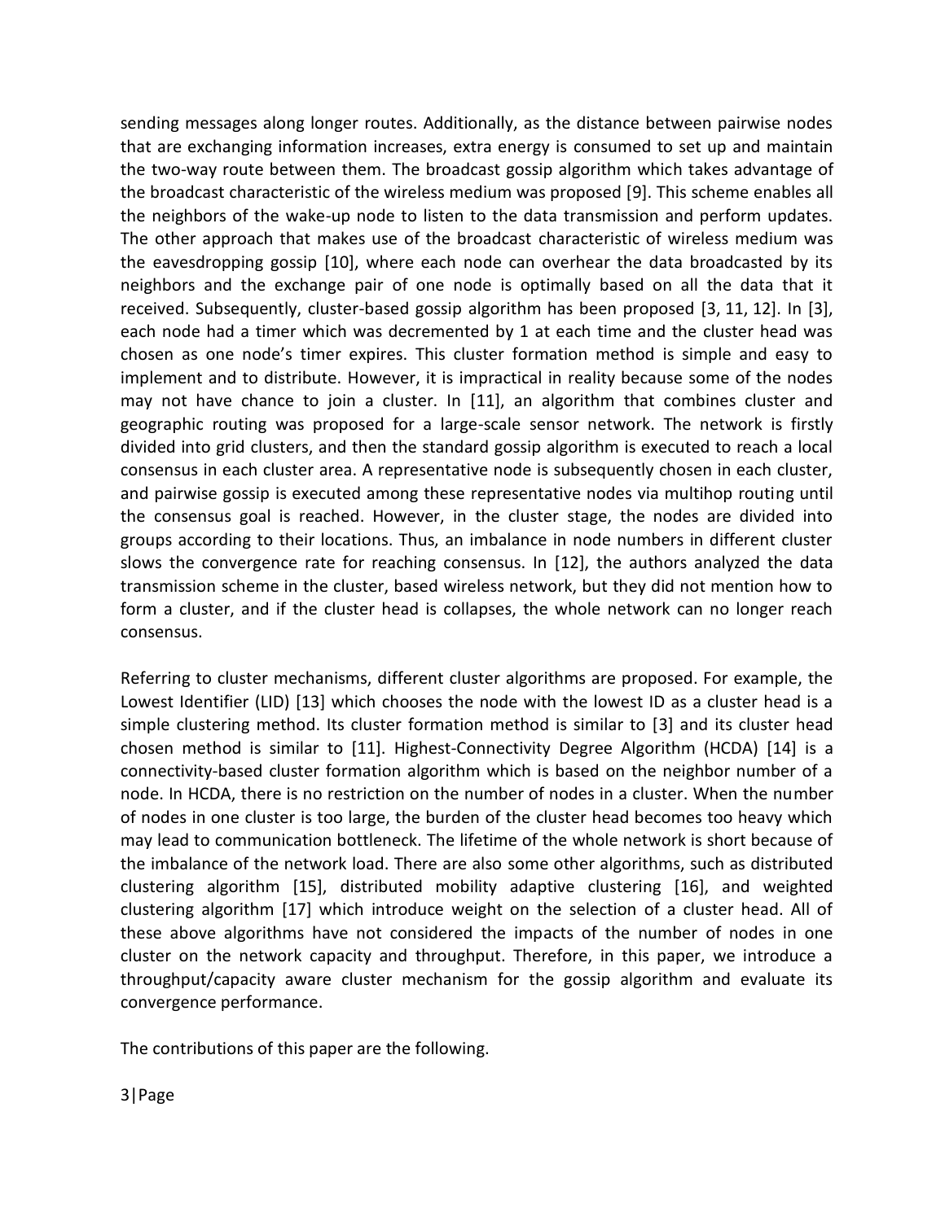sending messages along longer routes. Additionally, as the distance between pairwise nodes that are exchanging information increases, extra energy is consumed to set up and maintain the two-way route between them. The broadcast gossip algorithm which takes advantage of the broadcast characteristic of the wireless medium was proposed [9]. This scheme enables all the neighbors of the wake-up node to listen to the data transmission and perform updates. The other approach that makes use of the broadcast characteristic of wireless medium was the eavesdropping gossip [10], where each node can overhear the data broadcasted by its neighbors and the exchange pair of one node is optimally based on all the data that it received. Subsequently, cluster-based gossip algorithm has been proposed [3, 11, 12]. In [3], each node had a timer which was decremented by 1 at each time and the cluster head was chosen as one node's timer expires. This cluster formation method is simple and easy to implement and to distribute. However, it is impractical in reality because some of the nodes may not have chance to join a cluster. In [11], an algorithm that combines cluster and geographic routing was proposed for a large-scale sensor network. The network is firstly divided into grid clusters, and then the standard gossip algorithm is executed to reach a local consensus in each cluster area. A representative node is subsequently chosen in each cluster, and pairwise gossip is executed among these representative nodes via multihop routing until the consensus goal is reached. However, in the cluster stage, the nodes are divided into groups according to their locations. Thus, an imbalance in node numbers in different cluster slows the convergence rate for reaching consensus. In [12], the authors analyzed the data transmission scheme in the cluster, based wireless network, but they did not mention how to form a cluster, and if the cluster head is collapses, the whole network can no longer reach consensus.

Referring to cluster mechanisms, different cluster algorithms are proposed. For example, the Lowest Identifier (LID) [13] which chooses the node with the lowest ID as a cluster head is a simple clustering method. Its cluster formation method is similar to [3] and its cluster head chosen method is similar to [11]. Highest-Connectivity Degree Algorithm (HCDA) [14] is a connectivity-based cluster formation algorithm which is based on the neighbor number of a node. In HCDA, there is no restriction on the number of nodes in a cluster. When the number of nodes in one cluster is too large, the burden of the cluster head becomes too heavy which may lead to communication bottleneck. The lifetime of the whole network is short because of the imbalance of the network load. There are also some other algorithms, such as distributed clustering algorithm [15], distributed mobility adaptive clustering [16], and weighted clustering algorithm [17] which introduce weight on the selection of a cluster head. All of these above algorithms have not considered the impacts of the number of nodes in one cluster on the network capacity and throughput. Therefore, in this paper, we introduce a throughput/capacity aware cluster mechanism for the gossip algorithm and evaluate its convergence performance.

The contributions of this paper are the following.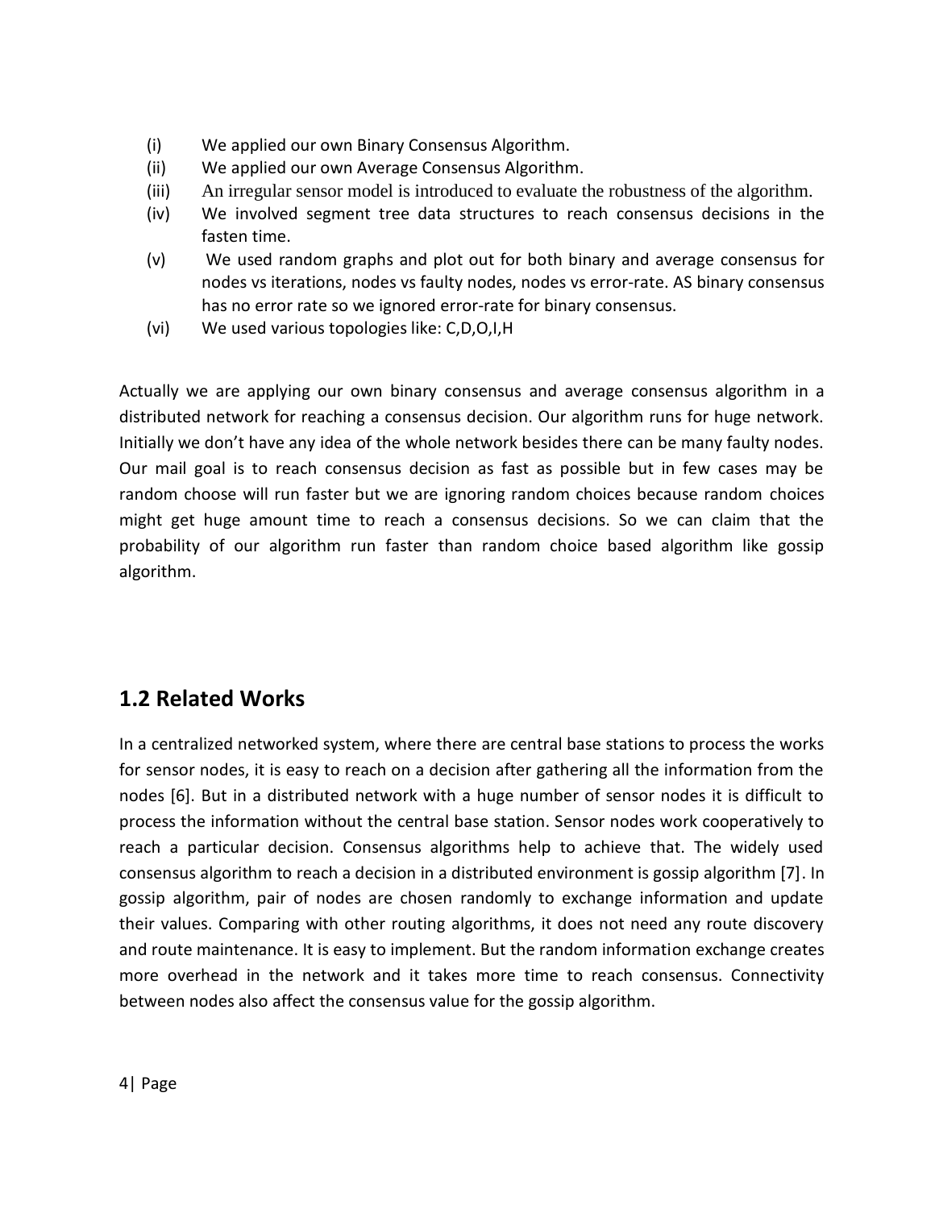(i) We applied our own Binary Consensus Algorithm.
(ii) We applied our own Average Consensus Algorithm.
(iii) An irregular sensor model is introduced to evaluate the robustness of the algorithm.
(iv) We involved segment tree data structures to reach consensus decisions in the fasten time.
(v) We used random graphs and plot out for both binary and average consensus for nodes vs iterations, nodes vs faulty nodes, nodes vs error-rate. AS binary consensus has no error rate so we ignored error-rate for binary consensus.
(vi) We used various topologies like: C,D,O,I,H

Actually we are applying our own binary consensus and average consensus algorithm in a distributed network for reaching a consensus decision. Our algorithm runs for huge network. Initially we don't have any idea of the whole network besides there can be many faulty nodes. Our mail goal is to reach consensus decision as fast as possible but in few cases may be random choose will run faster but we are ignoring random choices because random choices might get huge amount time to reach a consensus decisions. So we can claim that the probability of our algorithm run faster than random choice based algorithm like gossip algorithm.

## 1.2 Related Works

In a centralized networked system, where there are central base stations to process the works for sensor nodes, it is easy to reach on a decision after gathering all the information from the nodes [6]. But in a distributed network with a huge number of sensor nodes it is difficult to process the information without the central base station. Sensor nodes work cooperatively to reach a particular decision. Consensus algorithms help to achieve that. The widely used consensus algorithm to reach a decision in a distributed environment is gossip algorithm [7]. In gossip algorithm, pair of nodes are chosen randomly to exchange information and update their values. Comparing with other routing algorithms, it does not need any route discovery and route maintenance. It is easy to implement. But the random information exchange creates more overhead in the network and it takes more time to reach consensus. Connectivity between nodes also affect the consensus value for the gossip algorithm.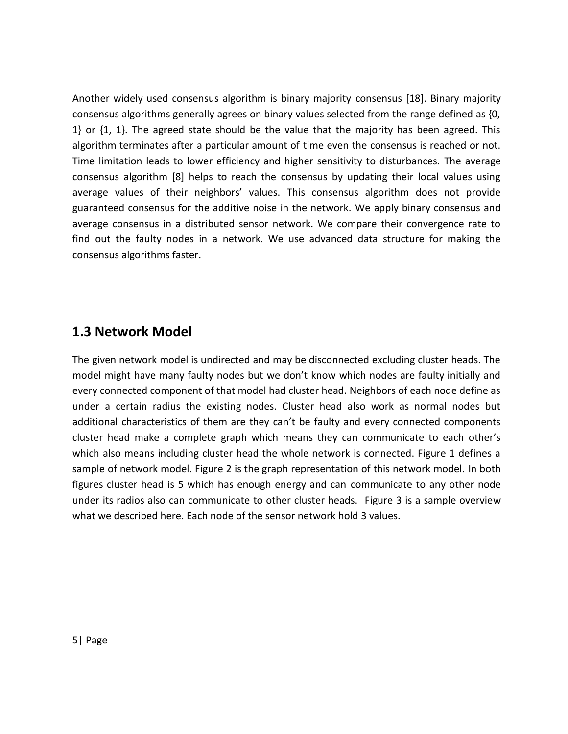Another widely used consensus algorithm is binary majority consensus [18]. Binary majority consensus algorithms generally agrees on binary values selected from the range defined as {0, 1} or {1, 1}. The agreed state should be the value that the majority has been agreed. This algorithm terminates after a particular amount of time even the consensus is reached or not. Time limitation leads to lower efficiency and higher sensitivity to disturbances. The average consensus algorithm [8] helps to reach the consensus by updating their local values using average values of their neighbors' values. This consensus algorithm does not provide guaranteed consensus for the additive noise in the network. We apply binary consensus and average consensus in a distributed sensor network. We compare their convergence rate to find out the faulty nodes in a network. We use advanced data structure for making the consensus algorithms faster.

## 1.3 Network Model

The given network model is undirected and may be disconnected excluding cluster heads. The model might have many faulty nodes but we don't know which nodes are faulty initially and every connected component of that model had cluster head. Neighbors of each node define as under a certain radius the existing nodes. Cluster head also work as normal nodes but additional characteristics of them are they can't be faulty and every connected components cluster head make a complete graph which means they can communicate to each other's which also means including cluster head the whole network is connected. Figure 1 defines a sample of network model. Figure 2 is the graph representation of this network model. In both figures cluster head is 5 which has enough energy and can communicate to any other node under its radios also can communicate to other cluster heads. Figure 3 is a sample overview what we described here. Each node of the sensor network hold 3 values.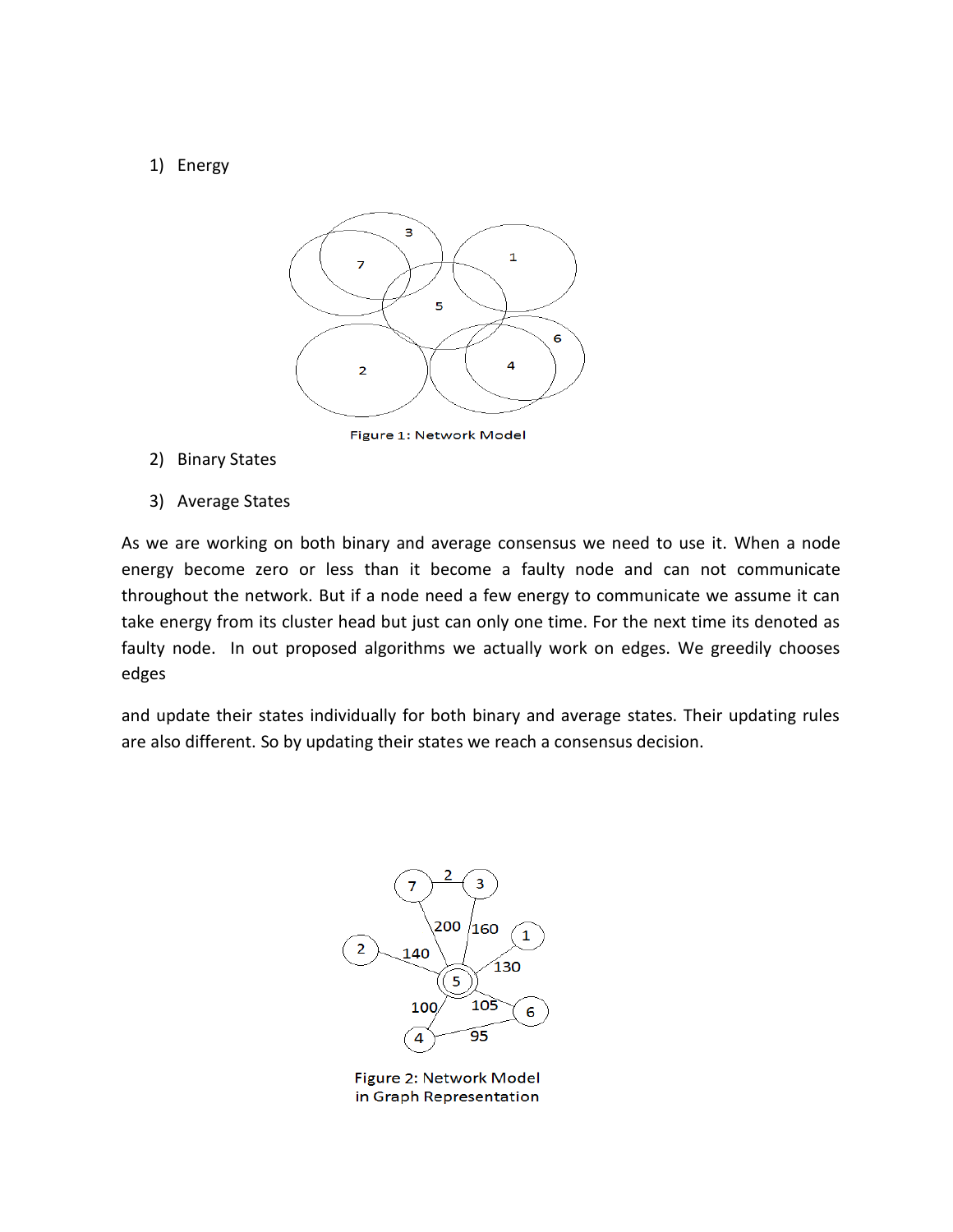1) Energy

Figure 1: Network Model

2) Binary States

3) Average States

As we are working on both binary and average consensus we need to use it. When a node energy become zero or less than it become a faulty node and can not communicate throughout the network. But if a node need a few energy to communicate we assume it can take energy from its cluster head but just can only one time. For the next time its denoted as faulty node. In out proposed algorithms we actually work on edges. We greedily chooses edges

and update their states individually for both binary and average states. Their updating rules are also different. So by updating their states we reach a consensus decision.

Figure 2: Network Model in Graph Representation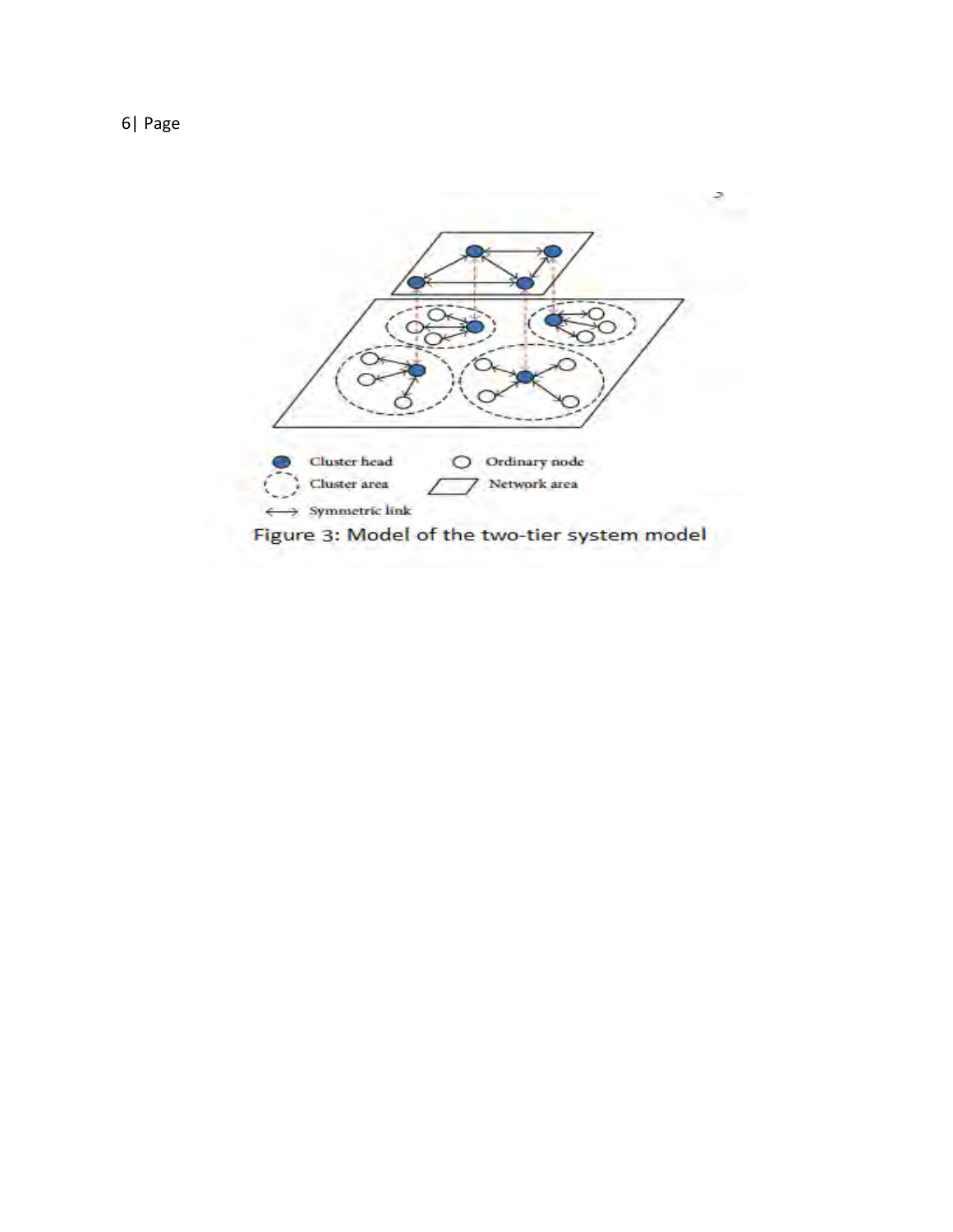Figure 3: Model of the two-tier system model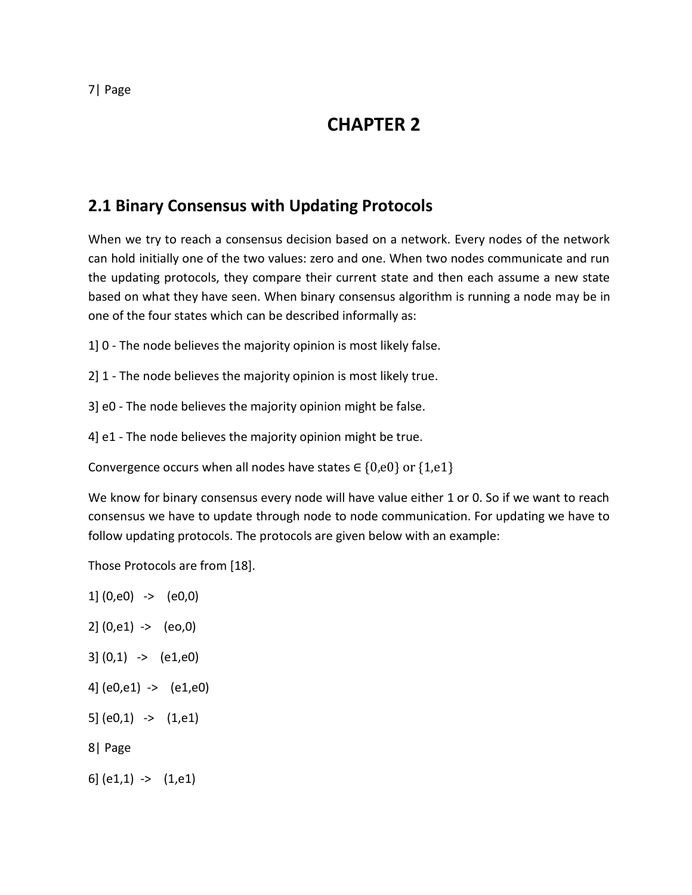# CHAPTER 2

## 2.1 Binary Consensus with Updating Protocols

When we try to reach a consensus decision based on a network. Every nodes of the network can hold initially one of the two values: zero and one. When two nodes communicate and run the updating protocols, they compare their current state and then each assume a new state based on what they have seen. When binary consensus algorithm is running a node may be in one of the four states which can be described informally as:

1] 0 - The node believes the majority opinion is most likely false.

2] 1 - The node believes the majority opinion is most likely true.

3] e0 - The node believes the majority opinion might be false.

4] e1 - The node believes the majority opinion might be true.

Convergence occurs when all nodes have states $\in \{0, e0\}$ or $\{1, e1\}$

We know for binary consensus every node will have value either 1 or 0. So if we want to reach consensus we have to update through node to node communication. For updating we have to follow updating protocols. The protocols are given below with an example:

Those Protocols are from [18].

1] (0,e0) -> (e0,0)

2] (0,e1) -> (eo,0)

3] (0,1) -> (e1,e0)

4] (e0,e1) -> (e1,e0)

5] (e0,1) -> (1,e1)

6] (e1,1) -> (1,e1)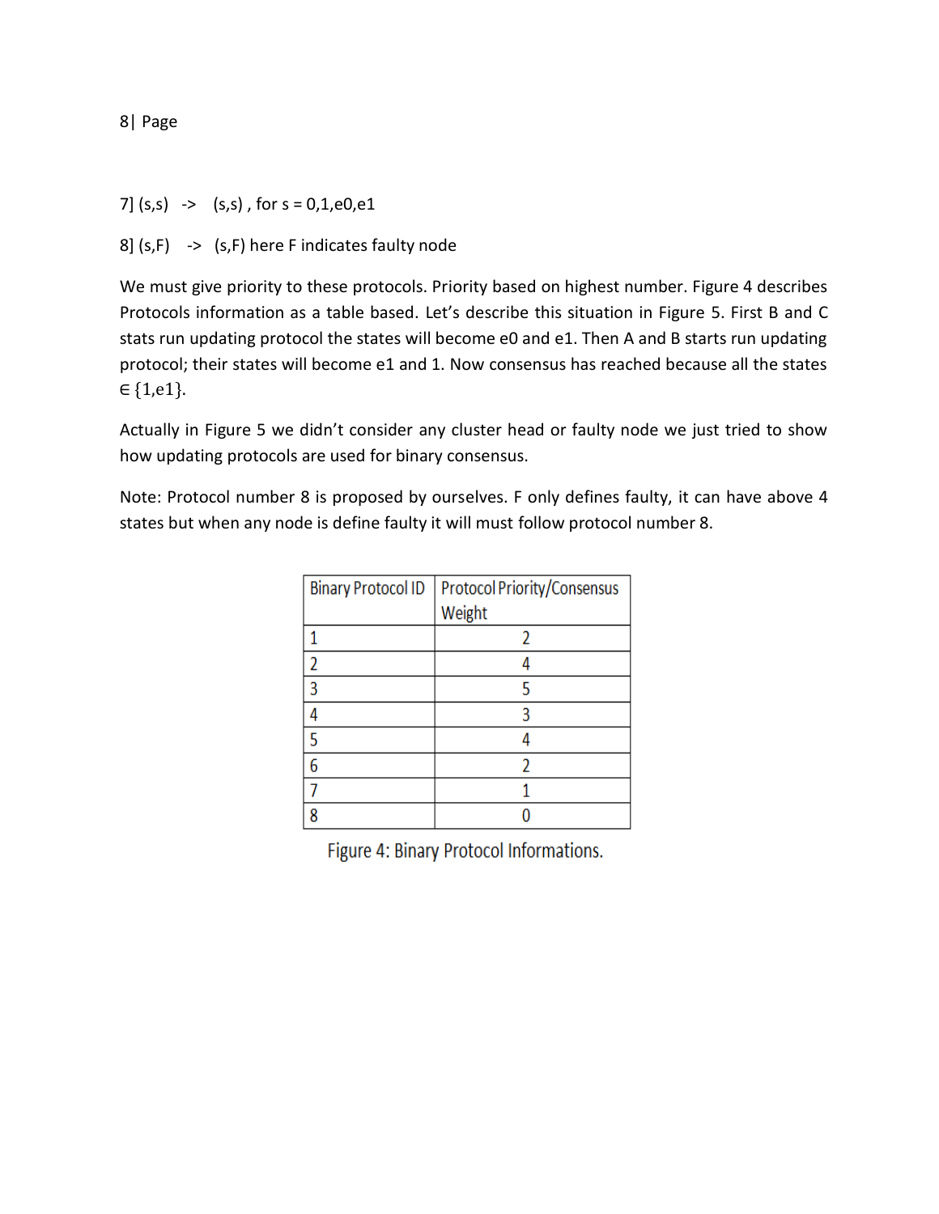7] (s,s) -> (s,s) , for s = 0,1,e0,e1

8] (s,F) -> (s,F) here F indicates faulty node

We must give priority to these protocols. Priority based on highest number. Figure 4 describes Protocols information as a table based. Let's describe this situation in Figure 5. First B and C stats run updating protocol the states will become e0 and e1. Then A and B starts run updating protocol; their states will become e1 and 1. Now consensus has reached because all the states ∈ {1,e1}.

Actually in Figure 5 we didn't consider any cluster head or faulty node we just tried to show how updating protocols are used for binary consensus.

Note: Protocol number 8 is proposed by ourselves. F only defines faulty, it can have above 4 states but when any node is define faulty it will must follow protocol number 8.

| Binary Protocol ID | Protocol Priority/Consensus Weight |
|---|---|
| 1 | 2 |
| 2 | 4 |
| 3 | 5 |
| 4 | 3 |
| 5 | 4 |
| 6 | 2 |
| 7 | 1 |
| 8 | 0 |

Figure 4: Binary Protocol Informations.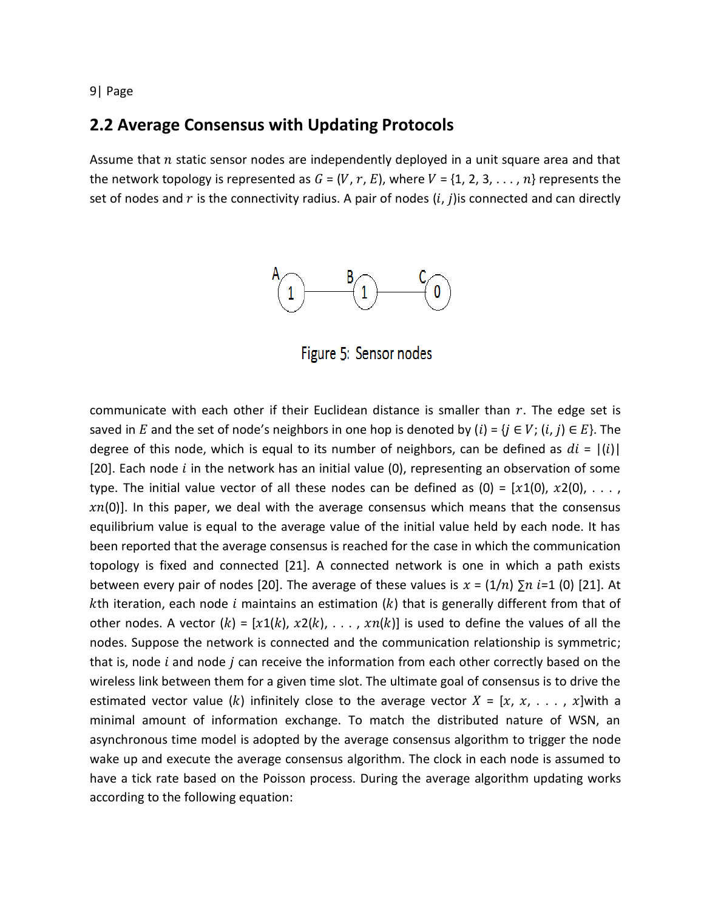## 2.2 Average Consensus with Updating Protocols

Assume that $n$ static sensor nodes are independently deployed in a unit square area and that the network topology is represented as $G = (V, r, E)$, where $V = \{1, 2, 3, . . . , n\}$ represents the set of nodes and $r$ is the connectivity radius. A pair of nodes $(i, j)$is connected and can directly

Figure 5: Sensor nodes

communicate with each other if their Euclidean distance is smaller than $r$. The edge set is saved in $E$ and the set of node's neighbors in one hop is denoted by $(i) = \{j \in V; (i, j) \in E\}$. The degree of this node, which is equal to its number of neighbors, can be defined as $di = |(i)|$ [20]. Each node $i$ in the network has an initial value (0), representing an observation of some type. The initial value vector of all these nodes can be defined as $(0) = [x1(0), x2(0), . . . , xn(0)]$. In this paper, we deal with the average consensus which means that the consensus equilibrium value is equal to the average value of the initial value held by each node. It has been reported that the average consensus is reached for the case in which the communication topology is fixed and connected [21]. A connected network is one in which a path exists between every pair of nodes [20]. The average of these values is $x = (1/n) \sum n\ i=1\ (0)$ [21]. At $k$th iteration, each node $i$ maintains an estimation $(k)$ that is generally different from that of other nodes. A vector $(k) = [x1(k), x2(k), . . . , xn(k)]$ is used to define the values of all the nodes. Suppose the network is connected and the communication relationship is symmetric; that is, node $i$ and node $j$ can receive the information from each other correctly based on the wireless link between them for a given time slot. The ultimate goal of consensus is to drive the estimated vector value $(k)$ infinitely close to the average vector $X = [x, x, . . . , x]$with a minimal amount of information exchange. To match the distributed nature of WSN, an asynchronous time model is adopted by the average consensus algorithm to trigger the node wake up and execute the average consensus algorithm. The clock in each node is assumed to have a tick rate based on the Poisson process. During the average algorithm updating works according to the following equation: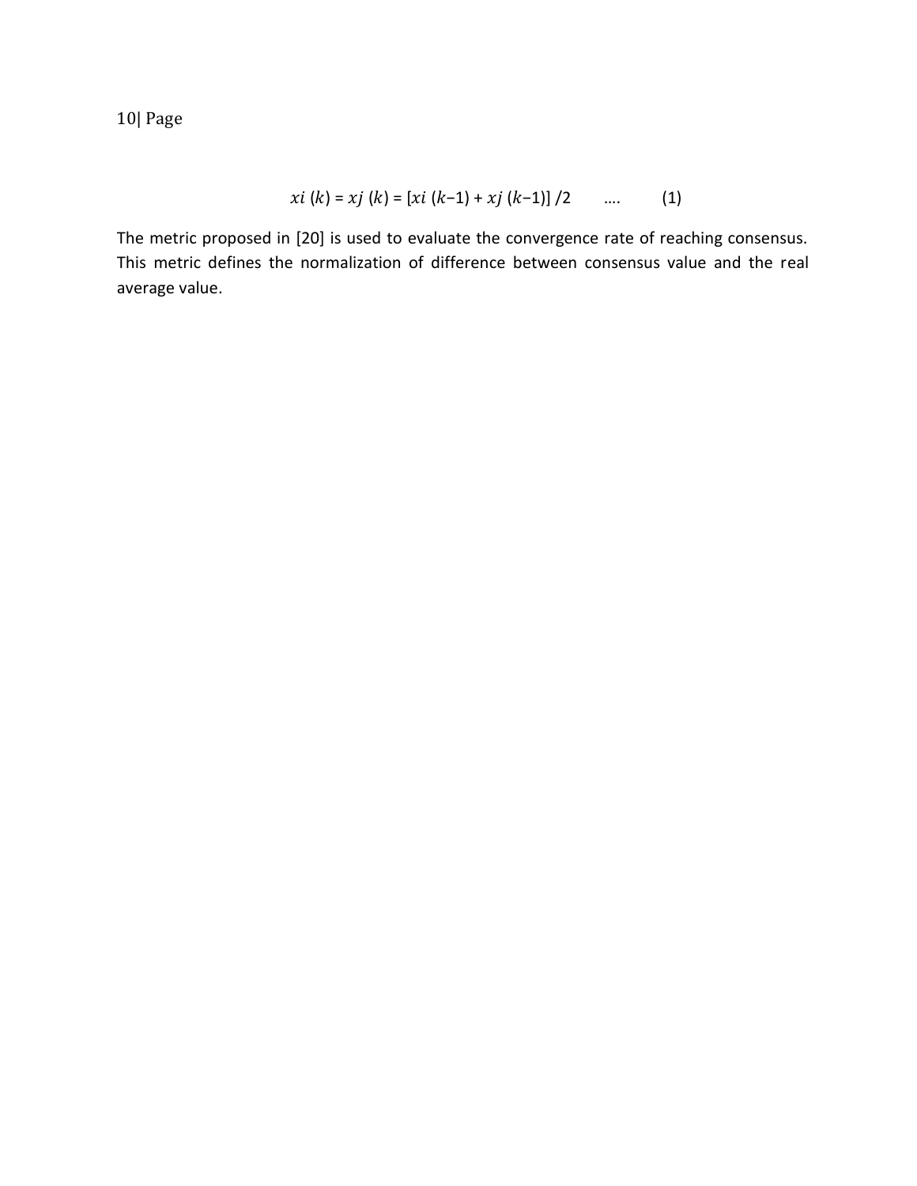$$x_i(k) = x_j(k) = [x_i(k-1) + x_j(k-1)]/2 \quad .... \quad (1)$$

The metric proposed in [20] is used to evaluate the convergence rate of reaching consensus. This metric defines the normalization of difference between consensus value and the real average value.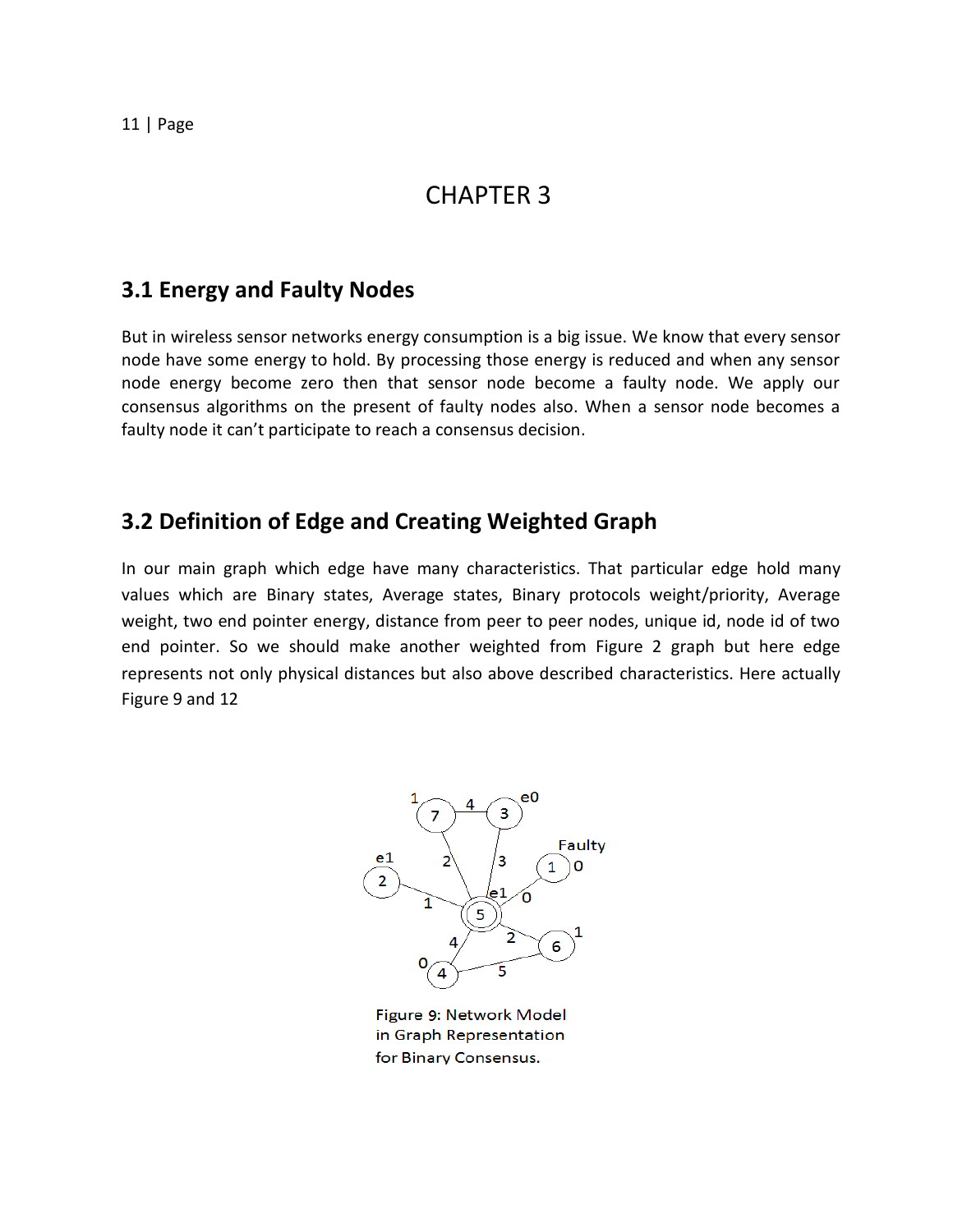# CHAPTER 3

## 3.1 Energy and Faulty Nodes

But in wireless sensor networks energy consumption is a big issue. We know that every sensor node have some energy to hold. By processing those energy is reduced and when any sensor node energy become zero then that sensor node become a faulty node. We apply our consensus algorithms on the present of faulty nodes also. When a sensor node becomes a faulty node it can't participate to reach a consensus decision.

## 3.2 Definition of Edge and Creating Weighted Graph

In our main graph which edge have many characteristics. That particular edge hold many values which are Binary states, Average states, Binary protocols weight/priority, Average weight, two end pointer energy, distance from peer to peer nodes, unique id, node id of two end pointer. So we should make another weighted from Figure 2 graph but here edge represents not only physical distances but also above described characteristics. Here actually Figure 9 and 12

Figure 9: Network Model in Graph Representation for Binary Consensus.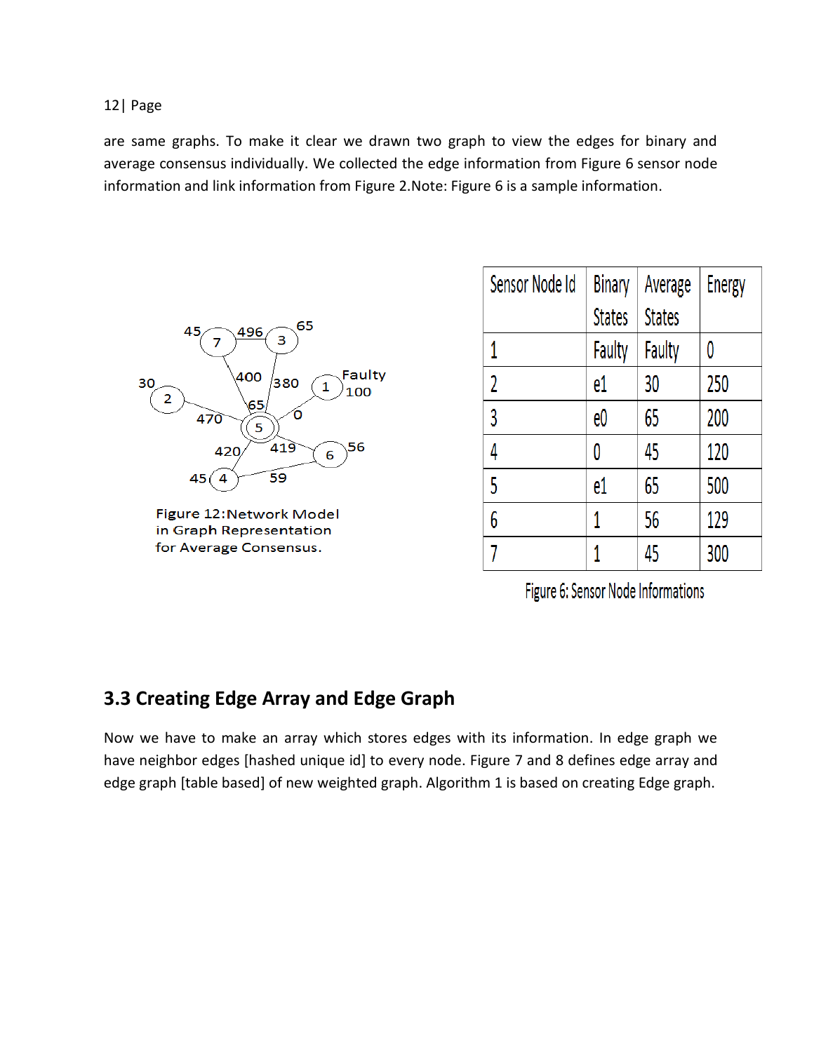are same graphs. To make it clear we drawn two graph to view the edges for binary and average consensus individually. We collected the edge information from Figure 6 sensor node information and link information from Figure 2.Note: Figure 6 is a sample information.

Figure 12:Network Model in Graph Representation for Average Consensus.

| Sensor Node Id | Binary States | Average States | Energy |
|---|---|---|---|
| 1 | Faulty | Faulty | 0 |
| 2 | e1 | 30 | 250 |
| 3 | e0 | 65 | 200 |
| 4 | 0 | 45 | 120 |
| 5 | e1 | 65 | 500 |
| 6 | 1 | 56 | 129 |
| 7 | 1 | 45 | 300 |

Figure 6: Sensor Node Informations

## 3.3 Creating Edge Array and Edge Graph

Now we have to make an array which stores edges with its information. In edge graph we have neighbor edges [hashed unique id] to every node. Figure 7 and 8 defines edge array and edge graph [table based] of new weighted graph. Algorithm 1 is based on creating Edge graph.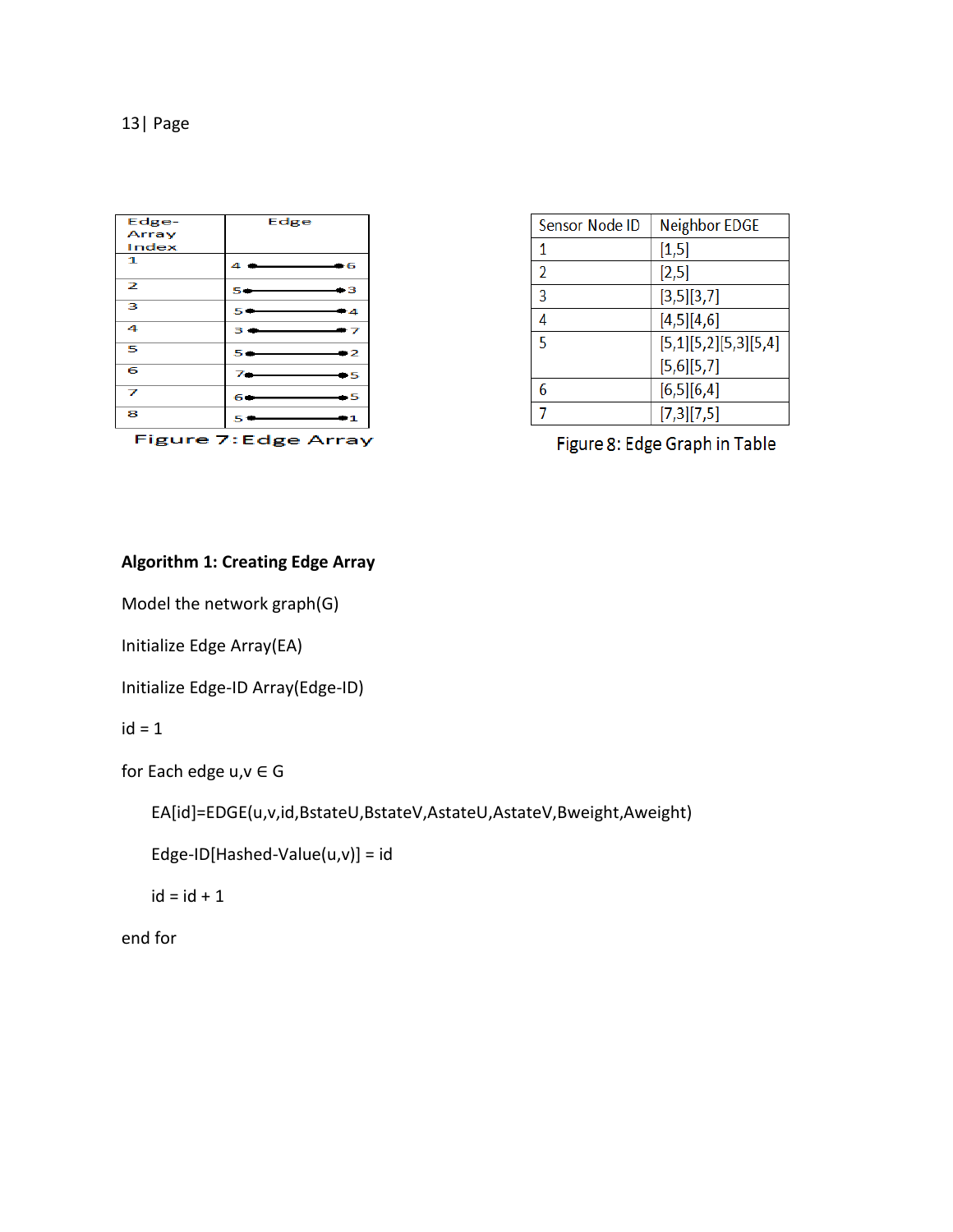| Edge-Array Index | Edge |
|---|---|
| 1 | 4 ●———● 6 |
| 2 | 5 ●———● 3 |
| 3 | 5 ●———● 4 |
| 4 | 3 ●———● 7 |
| 5 | 5 ●———● 2 |
| 6 | 7 ●———● 5 |
| 7 | 6 ●———● 5 |
| 8 | 5 ●———● 1 |

Figure 7: Edge Array

| Sensor Node ID | Neighbor EDGE |
|---|---|
| 1 | [1,5] |
| 2 | [2,5] |
| 3 | [3,5][3,7] |
| 4 | [4,5][4,6] |
| 5 | [5,1][5,2][5,3][5,4] [5,6][5,7] |
| 6 | [6,5][6,4] |
| 7 | [7,3][7,5] |

Figure 8: Edge Graph in Table

**Algorithm 1: Creating Edge Array**

```
Model the network graph(G)

Initialize Edge Array(EA)

Initialize Edge-ID Array(Edge-ID)

id = 1

for Each edge u,v ∈ G

    EA[id]=EDGE(u,v,id,BstateU,BstateV,AstateU,AstateV,Bweight,Aweight)

    Edge-ID[Hashed-Value(u,v)] = id

    id = id + 1

end for
```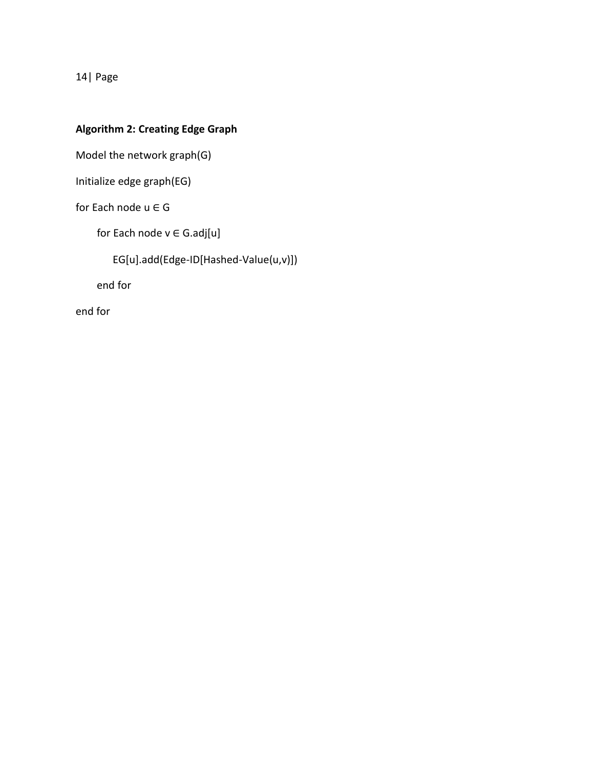**Algorithm 2: Creating Edge Graph**

Model the network graph(G)

Initialize edge graph(EG)

for Each node u ∈ G

    for Each node v ∈ G.adj[u]

        EG[u].add(Edge-ID[Hashed-Value(u,v)])

    end for

end for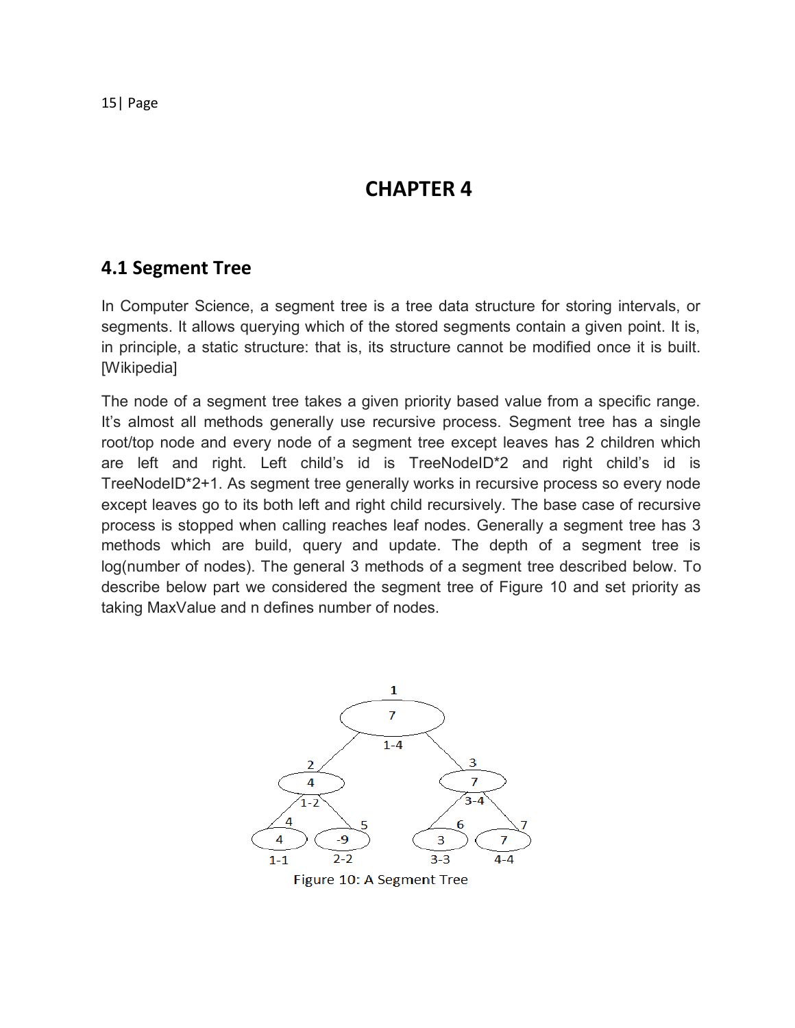# CHAPTER 4

## 4.1 Segment Tree

In Computer Science, a segment tree is a tree data structure for storing intervals, or segments. It allows querying which of the stored segments contain a given point. It is, in principle, a static structure: that is, its structure cannot be modified once it is built. [Wikipedia]

The node of a segment tree takes a given priority based value from a specific range. It's almost all methods generally use recursive process. Segment tree has a single root/top node and every node of a segment tree except leaves has 2 children which are left and right. Left child's id is TreeNodeID*2 and right child's id is TreeNodeID*2+1. As segment tree generally works in recursive process so every node except leaves go to its both left and right child recursively. The base case of recursive process is stopped when calling reaches leaf nodes. Generally a segment tree has 3 methods which are build, query and update. The depth of a segment tree is log(number of nodes). The general 3 methods of a segment tree described below. To describe below part we considered the segment tree of Figure 10 and set priority as taking MaxValue and n defines number of nodes.

Figure 10: A Segment Tree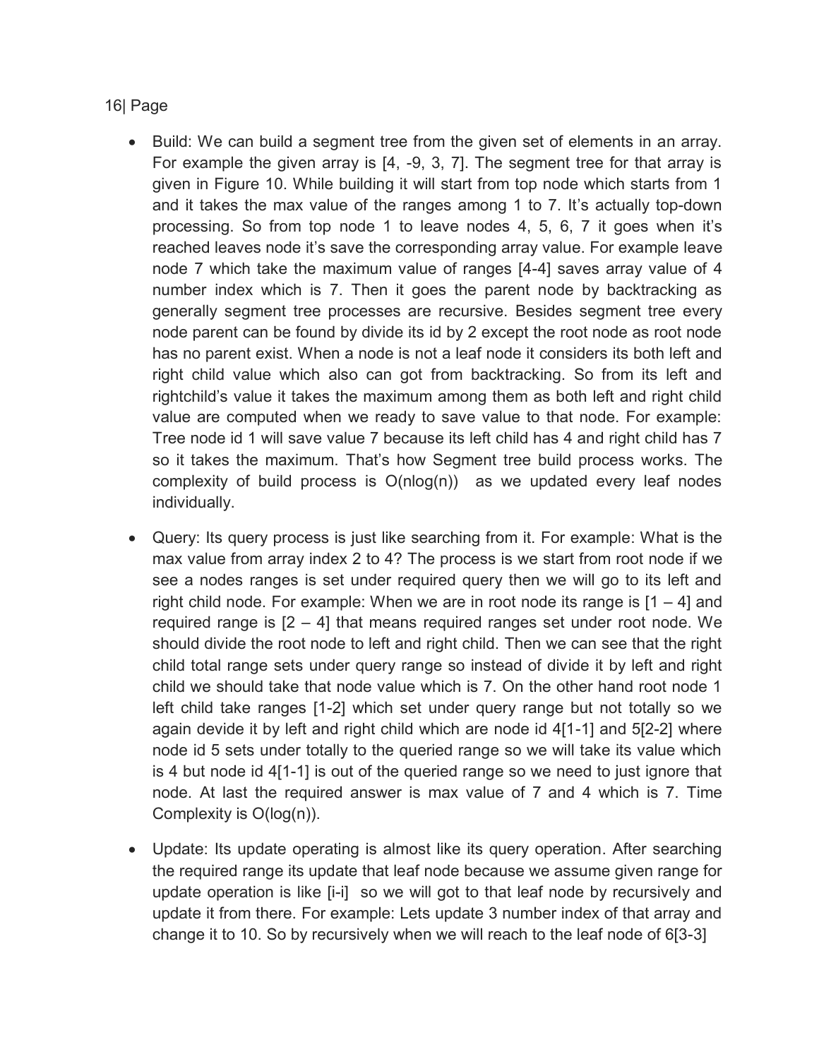- Build: We can build a segment tree from the given set of elements in an array. For example the given array is [4, -9, 3, 7]. The segment tree for that array is given in Figure 10. While building it will start from top node which starts from 1 and it takes the max value of the ranges among 1 to 7. It's actually top-down processing. So from top node 1 to leave nodes 4, 5, 6, 7 it goes when it's reached leaves node it's save the corresponding array value. For example leave node 7 which take the maximum value of ranges [4-4] saves array value of 4 number index which is 7. Then it goes the parent node by backtracking as generally segment tree processes are recursive. Besides segment tree every node parent can be found by divide its id by 2 except the root node as root node has no parent exist. When a node is not a leaf node it considers its both left and right child value which also can got from backtracking. So from its left and rightchild's value it takes the maximum among them as both left and right child value are computed when we ready to save value to that node. For example: Tree node id 1 will save value 7 because its left child has 4 and right child has 7 so it takes the maximum. That's how Segment tree build process works. The complexity of build process is O(nlog(n)) as we updated every leaf nodes individually.

- Query: Its query process is just like searching from it. For example: What is the max value from array index 2 to 4? The process is we start from root node if we see a nodes ranges is set under required query then we will go to its left and right child node. For example: When we are in root node its range is [1 – 4] and required range is [2 – 4] that means required ranges set under root node. We should divide the root node to left and right child. Then we can see that the right child total range sets under query range so instead of divide it by left and right child we should take that node value which is 7. On the other hand root node 1 left child take ranges [1-2] which set under query range but not totally so we again devide it by left and right child which are node id 4[1-1] and 5[2-2] where node id 5 sets under totally to the queried range so we will take its value which is 4 but node id 4[1-1] is out of the queried range so we need to just ignore that node. At last the required answer is max value of 7 and 4 which is 7. Time Complexity is O(log(n)).

- Update: Its update operating is almost like its query operation. After searching the required range its update that leaf node because we assume given range for update operation is like [i-i] so we will got to that leaf node by recursively and update it from there. For example: Lets update 3 number index of that array and change it to 10. So by recursively when we will reach to the leaf node of 6[3-3]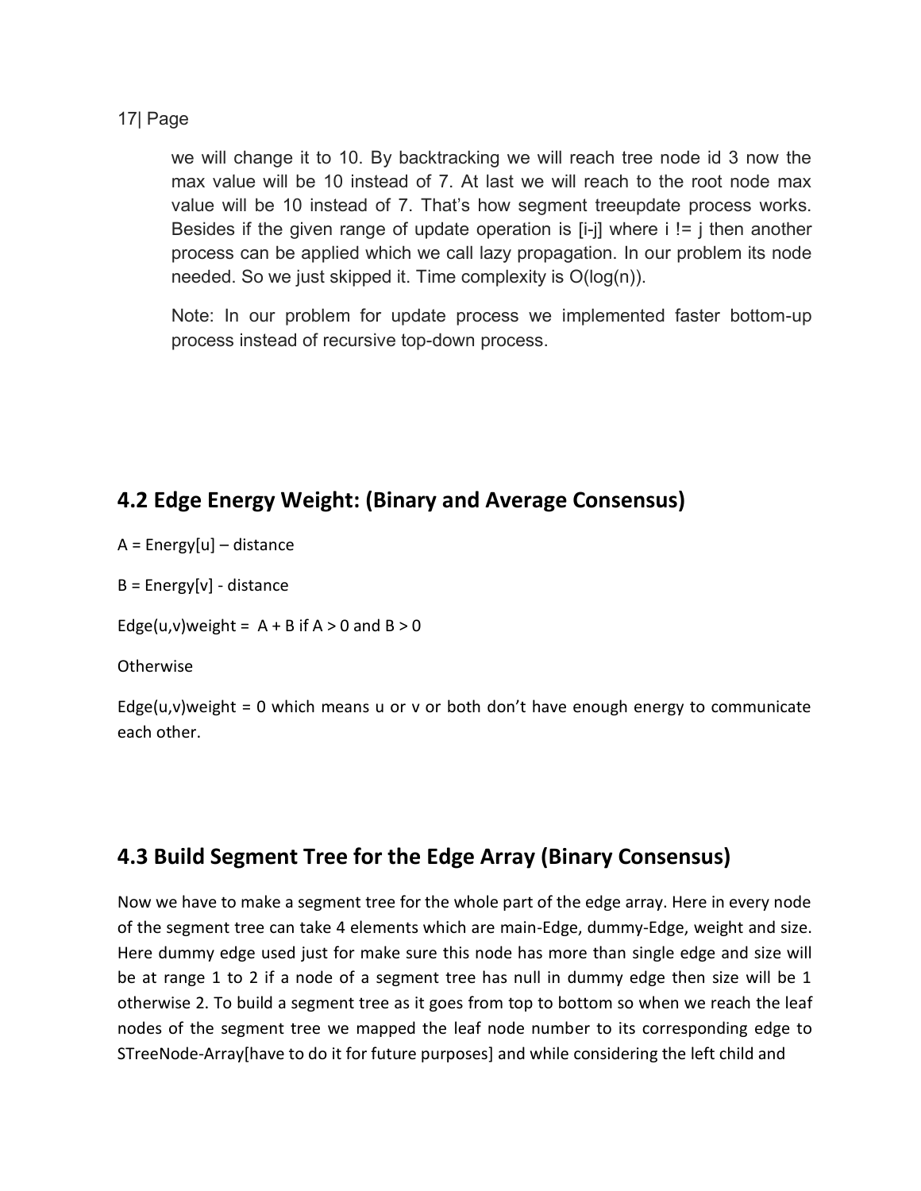we will change it to 10. By backtracking we will reach tree node id 3 now the max value will be 10 instead of 7. At last we will reach to the root node max value will be 10 instead of 7. That's how segment treeupdate process works. Besides if the given range of update operation is [i-j] where i != j then another process can be applied which we call lazy propagation. In our problem its node needed. So we just skipped it. Time complexity is O(log(n)).

Note: In our problem for update process we implemented faster bottom-up process instead of recursive top-down process.

## 4.2 Edge Energy Weight: (Binary and Average Consensus)

A = Energy[u] – distance

B = Energy[v] - distance

Edge(u,v)weight = A + B if A > 0 and B > 0

Otherwise

Edge(u,v)weight = 0 which means u or v or both don't have enough energy to communicate each other.

## 4.3 Build Segment Tree for the Edge Array (Binary Consensus)

Now we have to make a segment tree for the whole part of the edge array. Here in every node of the segment tree can take 4 elements which are main-Edge, dummy-Edge, weight and size. Here dummy edge used just for make sure this node has more than single edge and size will be at range 1 to 2 if a node of a segment tree has null in dummy edge then size will be 1 otherwise 2. To build a segment tree as it goes from top to bottom so when we reach the leaf nodes of the segment tree we mapped the leaf node number to its corresponding edge to STreeNode-Array[have to do it for future purposes] and while considering the left child and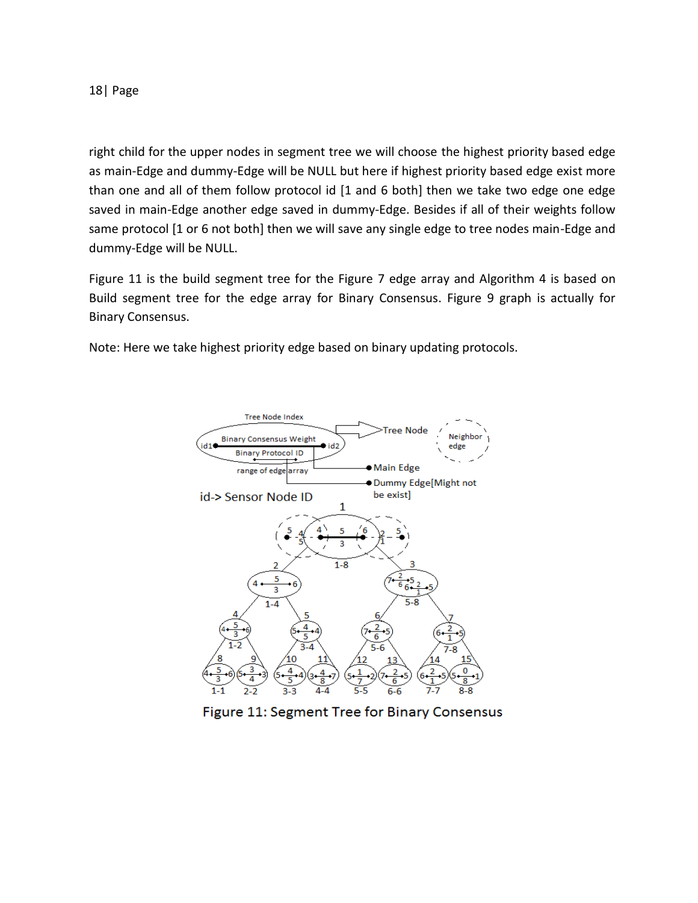right child for the upper nodes in segment tree we will choose the highest priority based edge as main-Edge and dummy-Edge will be NULL but here if highest priority based edge exist more than one and all of them follow protocol id [1 and 6 both] then we take two edge one edge saved in main-Edge another edge saved in dummy-Edge. Besides if all of their weights follow same protocol [1 or 6 not both] then we will save any single edge to tree nodes main-Edge and dummy-Edge will be NULL.

Figure 11 is the build segment tree for the Figure 7 edge array and Algorithm 4 is based on Build segment tree for the edge array for Binary Consensus. Figure 9 graph is actually for Binary Consensus.

Note: Here we take highest priority edge based on binary updating protocols.

Figure 11: Segment Tree for Binary Consensus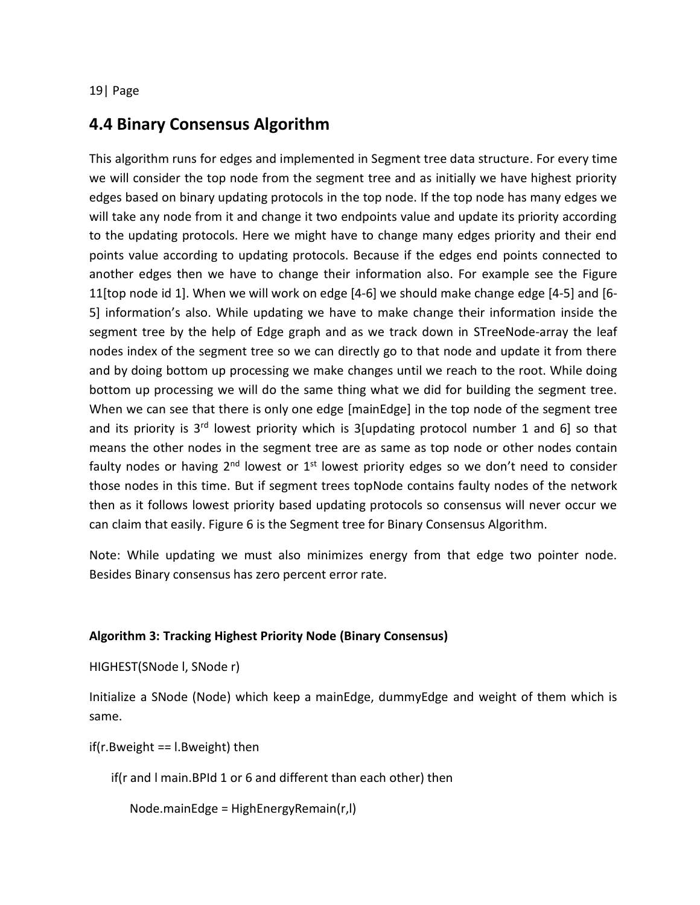## 4.4 Binary Consensus Algorithm

This algorithm runs for edges and implemented in Segment tree data structure. For every time we will consider the top node from the segment tree and as initially we have highest priority edges based on binary updating protocols in the top node. If the top node has many edges we will take any node from it and change it two endpoints value and update its priority according to the updating protocols. Here we might have to change many edges priority and their end points value according to updating protocols. Because if the edges end points connected to another edges then we have to change their information also. For example see the Figure 11[top node id 1]. When we will work on edge [4-6] we should make change edge [4-5] and [6-5] information's also. While updating we have to make change their information inside the segment tree by the help of Edge graph and as we track down in STreeNode-array the leaf nodes index of the segment tree so we can directly go to that node and update it from there and by doing bottom up processing we make changes until we reach to the root. While doing bottom up processing we will do the same thing what we did for building the segment tree. When we can see that there is only one edge [mainEdge] in the top node of the segment tree and its priority is 3rd lowest priority which is 3[updating protocol number 1 and 6] so that means the other nodes in the segment tree are as same as top node or other nodes contain faulty nodes or having 2nd lowest or 1st lowest priority edges so we don't need to consider those nodes in this time. But if segment trees topNode contains faulty nodes of the network then as it follows lowest priority based updating protocols so consensus will never occur we can claim that easily. Figure 6 is the Segment tree for Binary Consensus Algorithm.

Note: While updating we must also minimizes energy from that edge two pointer node. Besides Binary consensus has zero percent error rate.

**Algorithm 3: Tracking Highest Priority Node (Binary Consensus)**

HIGHEST(SNode l, SNode r)

Initialize a SNode (Node) which keep a mainEdge, dummyEdge and weight of them which is same.

if(r.Bweight == l.Bweight) then

    if(r and l main.BPId 1 or 6 and different than each other) then

        Node.mainEdge = HighEnergyRemain(r,l)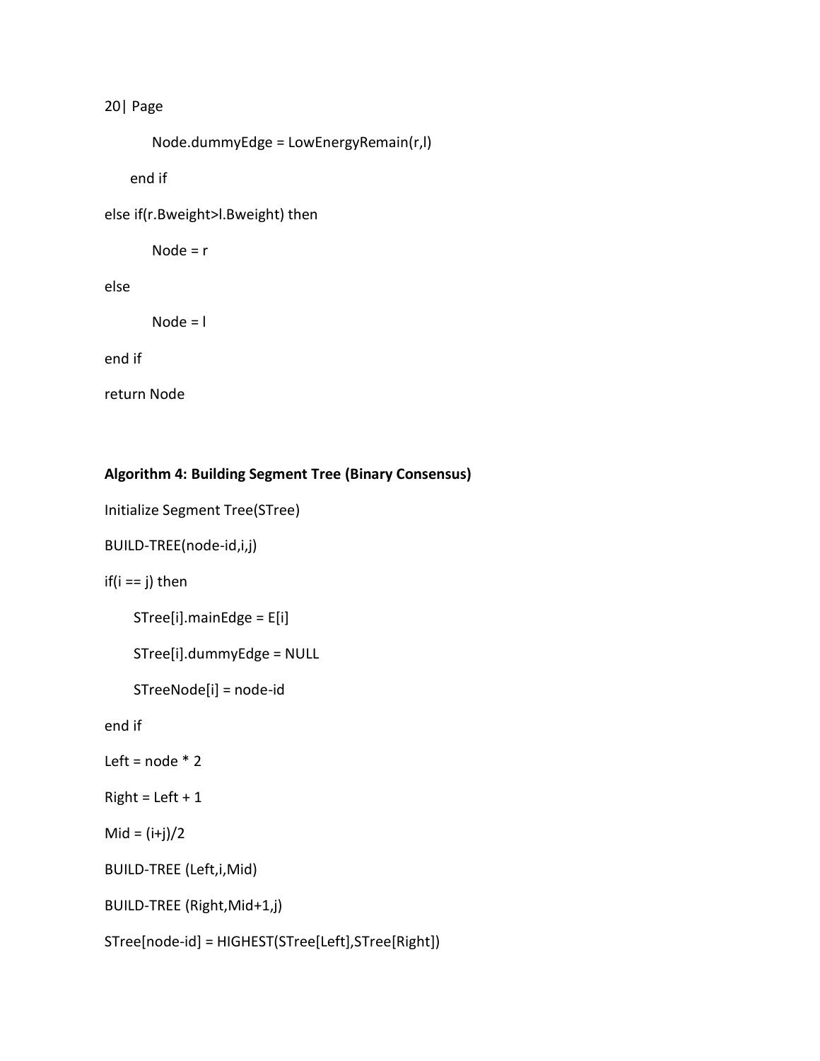```
        Node.dummyEdge = LowEnergyRemain(r,l)
    end if
else if(r.Bweight>l.Bweight) then
        Node = r
else
        Node = l
end if
return Node
```

**Algorithm 4: Building Segment Tree (Binary Consensus)**

```
Initialize Segment Tree(STree)
BUILD-TREE(node-id,i,j)
if(i == j) then
      STree[i].mainEdge = E[i]
      STree[i].dummyEdge = NULL
      STreeNode[i] = node-id
end if
Left = node * 2
Right = Left + 1
Mid = (i+j)/2
BUILD-TREE (Left,i,Mid)
BUILD-TREE (Right,Mid+1,j)
STree[node-id] = HIGHEST(STree[Left],STree[Right])
```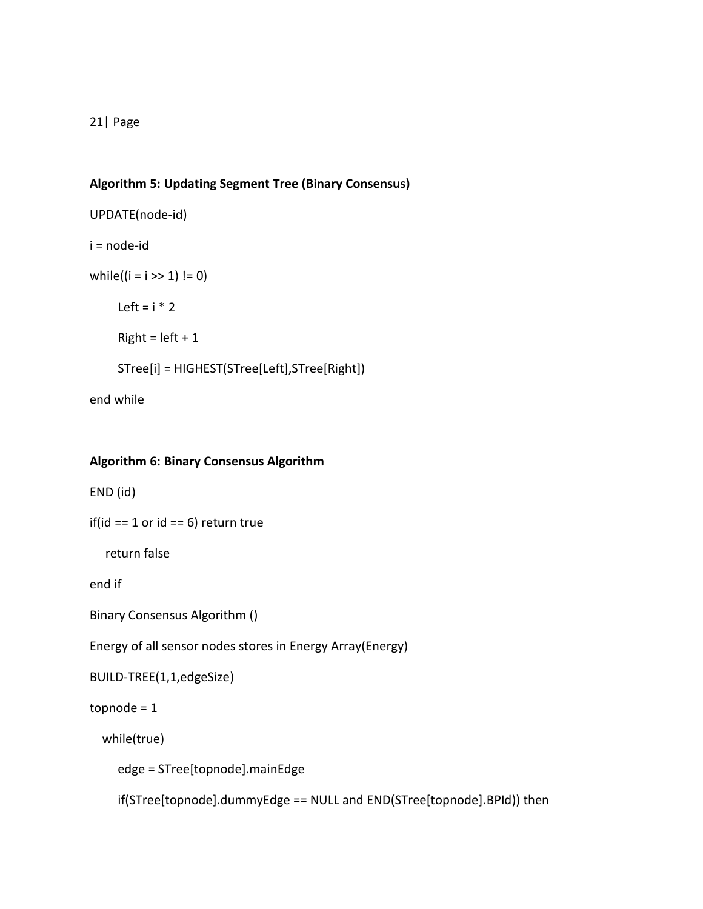**Algorithm 5: Updating Segment Tree (Binary Consensus)**

```
UPDATE(node-id)
i = node-id
while((i = i >> 1) != 0)
      Left = i * 2
      Right = left + 1
      STree[i] = HIGHEST(STree[Left],STree[Right])
end while
```

**Algorithm 6: Binary Consensus Algorithm**

```
END (id)
if(id == 1 or id == 6) return true
   return false
end if
Binary Consensus Algorithm ()
Energy of all sensor nodes stores in Energy Array(Energy)
BUILD-TREE(1,1,edgeSize)
topnode = 1
   while(true)
      edge = STree[topnode].mainEdge
      if(STree[topnode].dummyEdge == NULL and END(STree[topnode].BPId)) then
```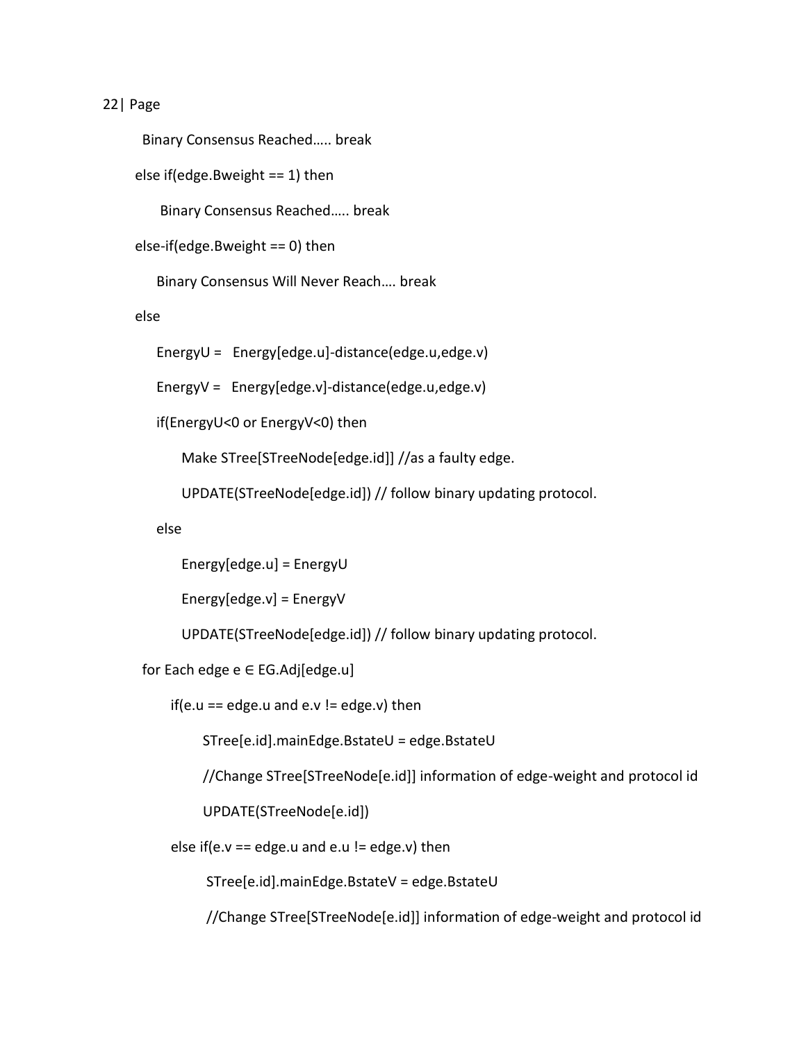```
  Binary Consensus Reached….. break
else if(edge.Bweight == 1) then
     Binary Consensus Reached….. break
else-if(edge.Bweight == 0) then
    Binary Consensus Will Never Reach…. break
else
    EnergyU =   Energy[edge.u]-distance(edge.u,edge.v)
    EnergyV =   Energy[edge.v]-distance(edge.u,edge.v)
    if(EnergyU<0 or EnergyV<0) then
         Make STree[STreeNode[edge.id]] //as a faulty edge.
         UPDATE(STreeNode[edge.id]) // follow binary updating protocol.
    else
         Energy[edge.u] = EnergyU
         Energy[edge.v] = EnergyV
         UPDATE(STreeNode[edge.id]) // follow binary updating protocol.
  for Each edge e ∈ EG.Adj[edge.u]
      if(e.u == edge.u and e.v != edge.v) then
           STree[e.id].mainEdge.BstateU = edge.BstateU
           //Change STree[STreeNode[e.id]] information of edge-weight and protocol id
           UPDATE(STreeNode[e.id])
      else if(e.v == edge.u and e.u != edge.v) then
            STree[e.id].mainEdge.BstateV = edge.BstateU
            //Change STree[STreeNode[e.id]] information of edge-weight and protocol id
```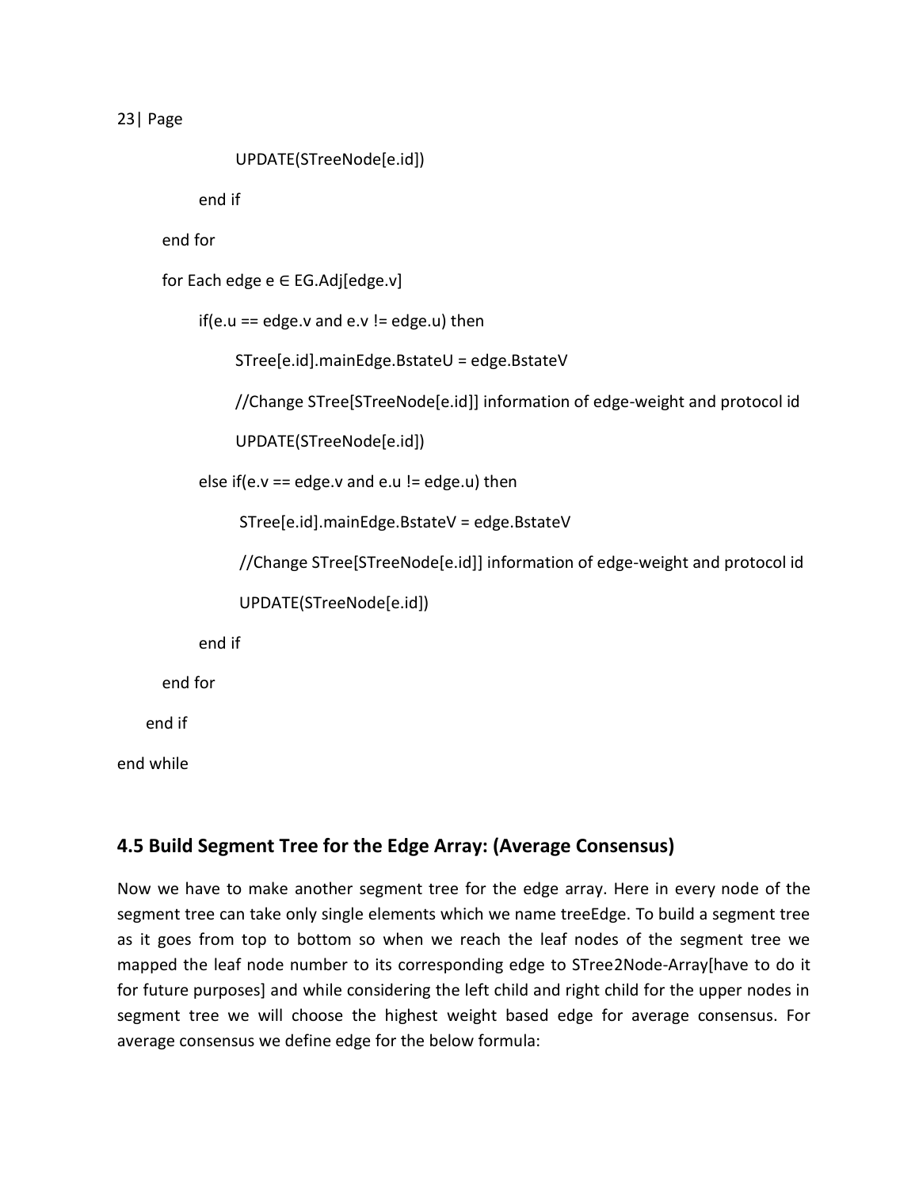```
                UPDATE(STreeNode[e.id])
            end if
        end for
        for Each edge e ∈ EG.Adj[edge.v]
            if(e.u == edge.v and e.v != edge.u) then
                STree[e.id].mainEdge.BstateU = edge.BstateV
                //Change STree[STreeNode[e.id]] information of edge-weight and protocol id
                UPDATE(STreeNode[e.id])
            else if(e.v == edge.v and e.u != edge.u) then
                STree[e.id].mainEdge.BstateV = edge.BstateV
                //Change STree[STreeNode[e.id]] information of edge-weight and protocol id
                UPDATE(STreeNode[e.id])
            end if
        end for
    end if
end while
```

## 4.5 Build Segment Tree for the Edge Array: (Average Consensus)

Now we have to make another segment tree for the edge array. Here in every node of the segment tree can take only single elements which we name treeEdge. To build a segment tree as it goes from top to bottom so when we reach the leaf nodes of the segment tree we mapped the leaf node number to its corresponding edge to STree2Node-Array[have to do it for future purposes] and while considering the left child and right child for the upper nodes in segment tree we will choose the highest weight based edge for average consensus. For average consensus we define edge for the below formula: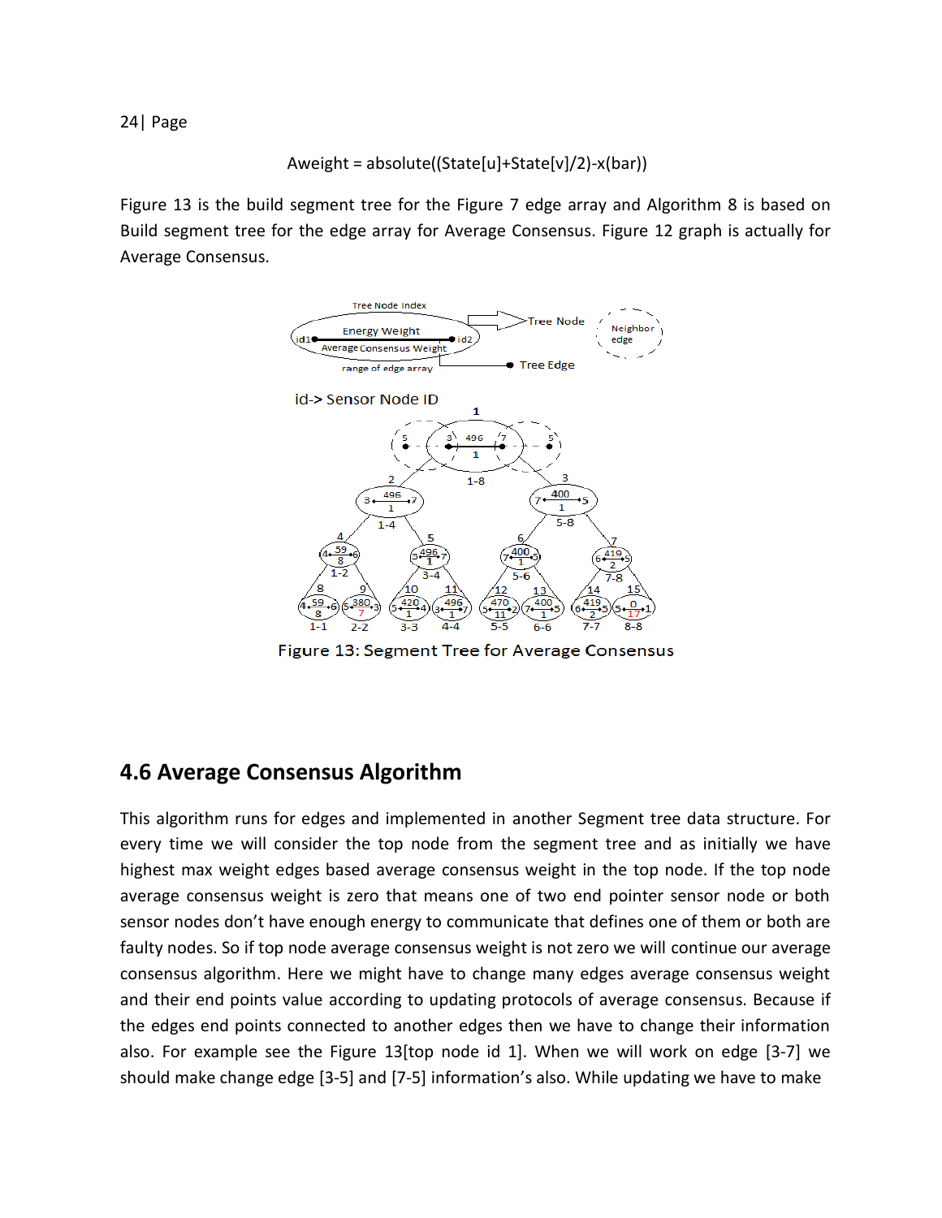Aweight = absolute((State[u]+State[v]/2)-x(bar))

Figure 13 is the build segment tree for the Figure 7 edge array and Algorithm 8 is based on Build segment tree for the edge array for Average Consensus. Figure 12 graph is actually for Average Consensus.

Figure 13: Segment Tree for Average Consensus

## 4.6 Average Consensus Algorithm

This algorithm runs for edges and implemented in another Segment tree data structure. For every time we will consider the top node from the segment tree and as initially we have highest max weight edges based average consensus weight in the top node. If the top node average consensus weight is zero that means one of two end pointer sensor node or both sensor nodes don't have enough energy to communicate that defines one of them or both are faulty nodes. So if top node average consensus weight is not zero we will continue our average consensus algorithm. Here we might have to change many edges average consensus weight and their end points value according to updating protocols of average consensus. Because if the edges end points connected to another edges then we have to change their information also. For example see the Figure 13[top node id 1]. When we will work on edge [3-7] we should make change edge [3-5] and [7-5] information's also. While updating we have to make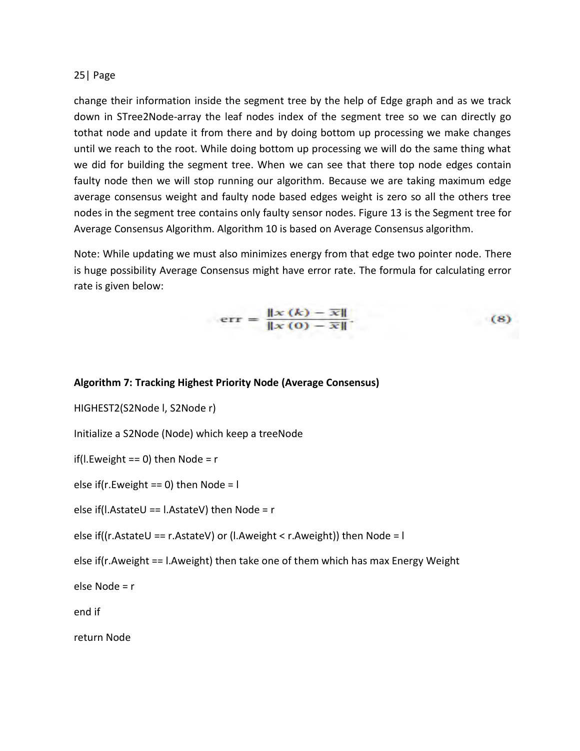change their information inside the segment tree by the help of Edge graph and as we track down in STree2Node-array the leaf nodes index of the segment tree so we can directly go tothat node and update it from there and by doing bottom up processing we make changes until we reach to the root. While doing bottom up processing we will do the same thing what we did for building the segment tree. When we can see that there top node edges contain faulty node then we will stop running our algorithm. Because we are taking maximum edge average consensus weight and faulty node based edges weight is zero so all the others tree nodes in the segment tree contains only faulty sensor nodes. Figure 13 is the Segment tree for Average Consensus Algorithm. Algorithm 10 is based on Average Consensus algorithm.

Note: While updating we must also minimizes energy from that edge two pointer node. There is huge possibility Average Consensus might have error rate. The formula for calculating error rate is given below:

$$\text{err} = \frac{\|x(k) - \overline{x}\|}{\|x(0) - \overline{x}\|}. \tag{8}$$

**Algorithm 7: Tracking Highest Priority Node (Average Consensus)**

HIGHEST2(S2Node l, S2Node r)

Initialize a S2Node (Node) which keep a treeNode

if(l.Eweight == 0) then Node = r

else if(r.Eweight == 0) then Node = l

else if(l.AstateU == l.AstateV) then Node = r

else if((r.AstateU == r.AstateV) or (l.Aweight < r.Aweight)) then Node = l

else if(r.Aweight == l.Aweight) then take one of them which has max Energy Weight

else Node = r

end if

return Node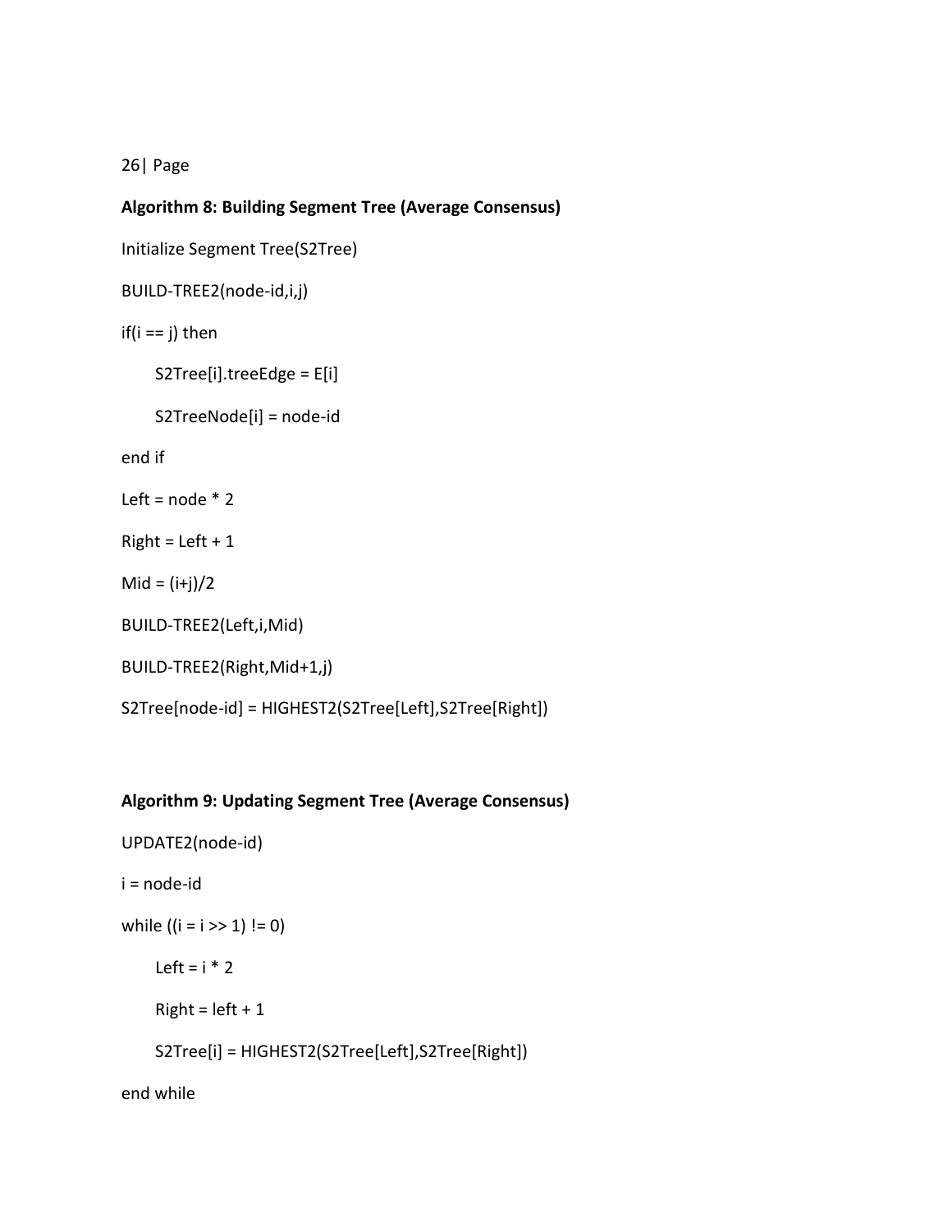**Algorithm 8: Building Segment Tree (Average Consensus)**

```
Initialize Segment Tree(S2Tree)

BUILD-TREE2(node-id,i,j)

if(i == j) then

      S2Tree[i].treeEdge = E[i]

      S2TreeNode[i] = node-id

end if

Left = node * 2

Right = Left + 1

Mid = (i+j)/2

BUILD-TREE2(Left,i,Mid)

BUILD-TREE2(Right,Mid+1,j)

S2Tree[node-id] = HIGHEST2(S2Tree[Left],S2Tree[Right])
```

**Algorithm 9: Updating Segment Tree (Average Consensus)**

```
UPDATE2(node-id)

i = node-id

while ((i = i >> 1) != 0)

      Left = i * 2

      Right = left + 1

      S2Tree[i] = HIGHEST2(S2Tree[Left],S2Tree[Right])

end while
```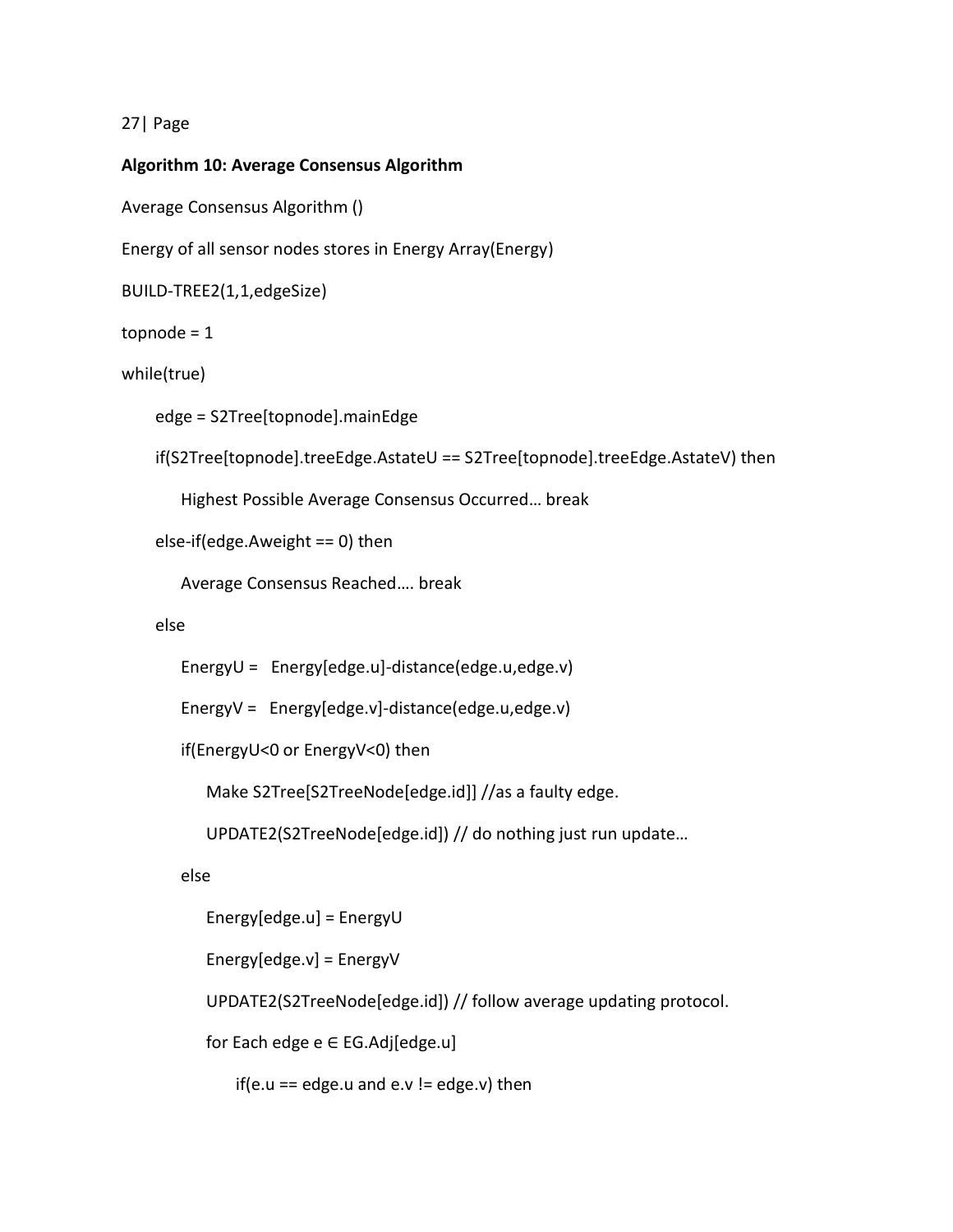**Algorithm 10: Average Consensus Algorithm**

```
Average Consensus Algorithm ()

Energy of all sensor nodes stores in Energy Array(Energy)

BUILD-TREE2(1,1,edgeSize)

topnode = 1

while(true)

    edge = S2Tree[topnode].mainEdge

    if(S2Tree[topnode].treeEdge.AstateU == S2Tree[topnode].treeEdge.AstateV) then

        Highest Possible Average Consensus Occurred… break

    else-if(edge.Aweight == 0) then

        Average Consensus Reached…. break

    else

        EnergyU =  Energy[edge.u]-distance(edge.u,edge.v)

        EnergyV =  Energy[edge.v]-distance(edge.u,edge.v)

        if(EnergyU<0 or EnergyV<0) then

            Make S2Tree[S2TreeNode[edge.id]] //as a faulty edge.

            UPDATE2(S2TreeNode[edge.id]) // do nothing just run update…

        else

            Energy[edge.u] = EnergyU

            Energy[edge.v] = EnergyV

            UPDATE2(S2TreeNode[edge.id]) // follow average updating protocol.

            for Each edge e ∈ EG.Adj[edge.u]

                if(e.u == edge.u and e.v != edge.v) then
```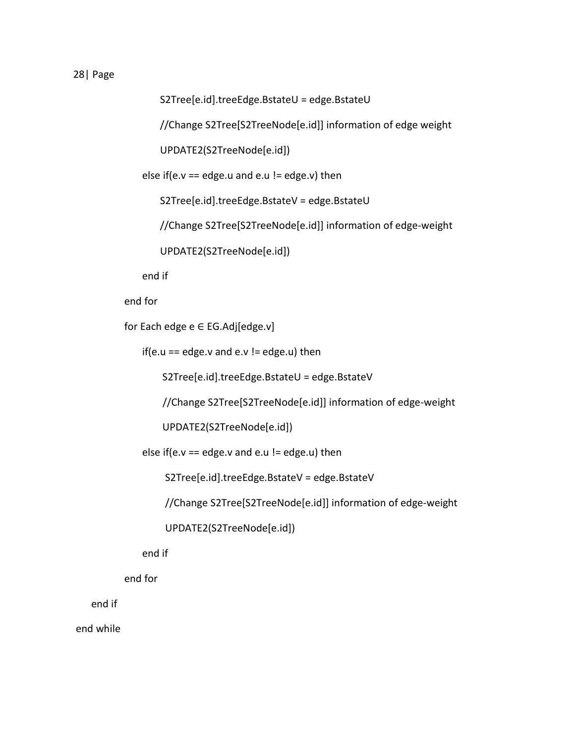```
                S2Tree[e.id].treeEdge.BstateU = edge.BstateU
                //Change S2Tree[S2TreeNode[e.id]] information of edge weight
                UPDATE2(S2TreeNode[e.id])
            else if(e.v == edge.u and e.u != edge.v) then
                S2Tree[e.id].treeEdge.BstateV = edge.BstateU
                //Change S2Tree[S2TreeNode[e.id]] information of edge-weight
                UPDATE2(S2TreeNode[e.id])
            end if
        end for
        for Each edge e ∈ EG.Adj[edge.v]
            if(e.u == edge.v and e.v != edge.u) then
                S2Tree[e.id].treeEdge.BstateU = edge.BstateV
                //Change S2Tree[S2TreeNode[e.id]] information of edge-weight
                UPDATE2(S2TreeNode[e.id])
            else if(e.v == edge.v and e.u != edge.u) then
                S2Tree[e.id].treeEdge.BstateV = edge.BstateV
                //Change S2Tree[S2TreeNode[e.id]] information of edge-weight
                UPDATE2(S2TreeNode[e.id])
            end if
        end for
    end if
end while
```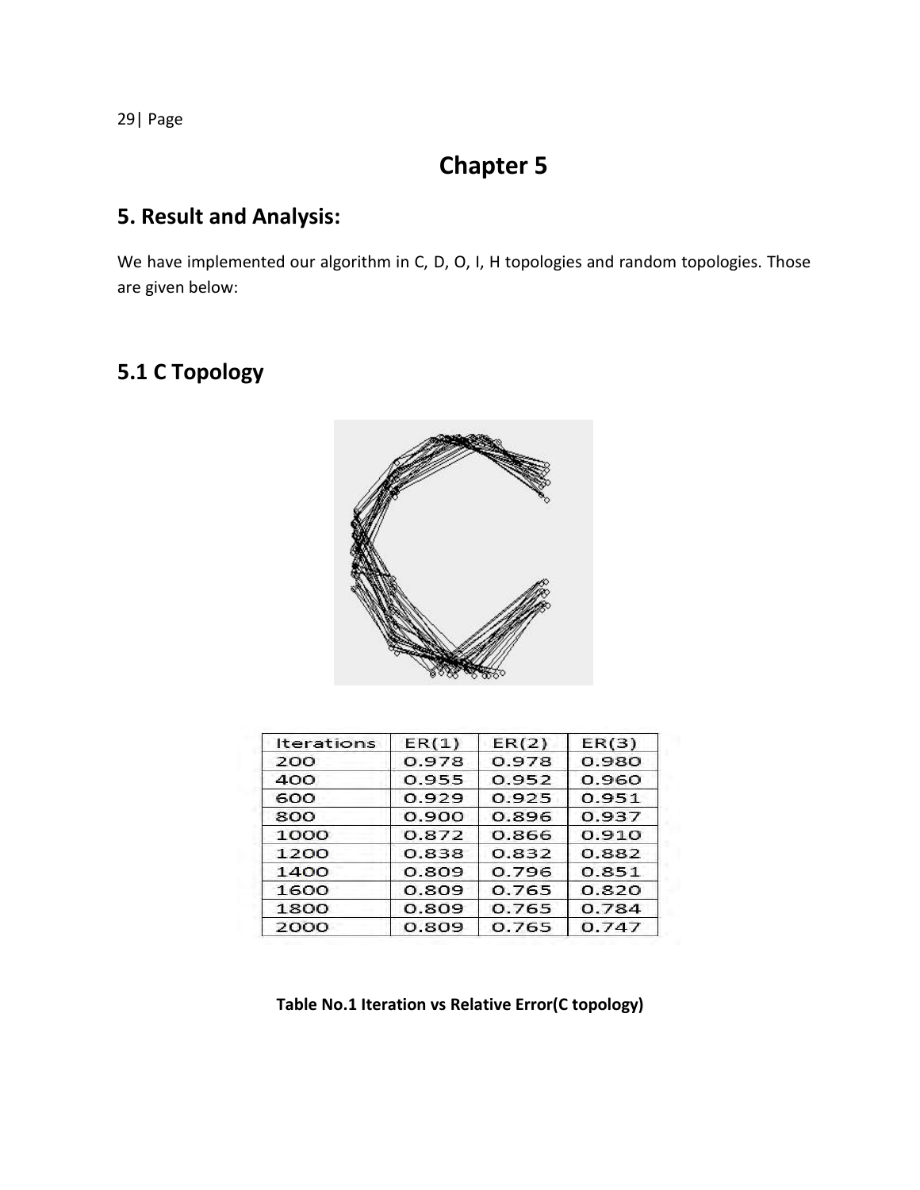# Chapter 5

## 5. Result and Analysis:

We have implemented our algorithm in C, D, O, I, H topologies and random topologies. Those are given below:

## 5.1 C Topology

| Iterations | ER(1) | ER(2) | ER(3) |
|---|---|---|---|
| 200 | 0.978 | 0.978 | 0.980 |
| 400 | 0.955 | 0.952 | 0.960 |
| 600 | 0.929 | 0.925 | 0.951 |
| 800 | 0.900 | 0.896 | 0.937 |
| 1000 | 0.872 | 0.866 | 0.910 |
| 1200 | 0.838 | 0.832 | 0.882 |
| 1400 | 0.809 | 0.796 | 0.851 |
| 1600 | 0.809 | 0.765 | 0.820 |
| 1800 | 0.809 | 0.765 | 0.784 |
| 2000 | 0.809 | 0.765 | 0.747 |

**Table No.1 Iteration vs Relative Error(C topology)**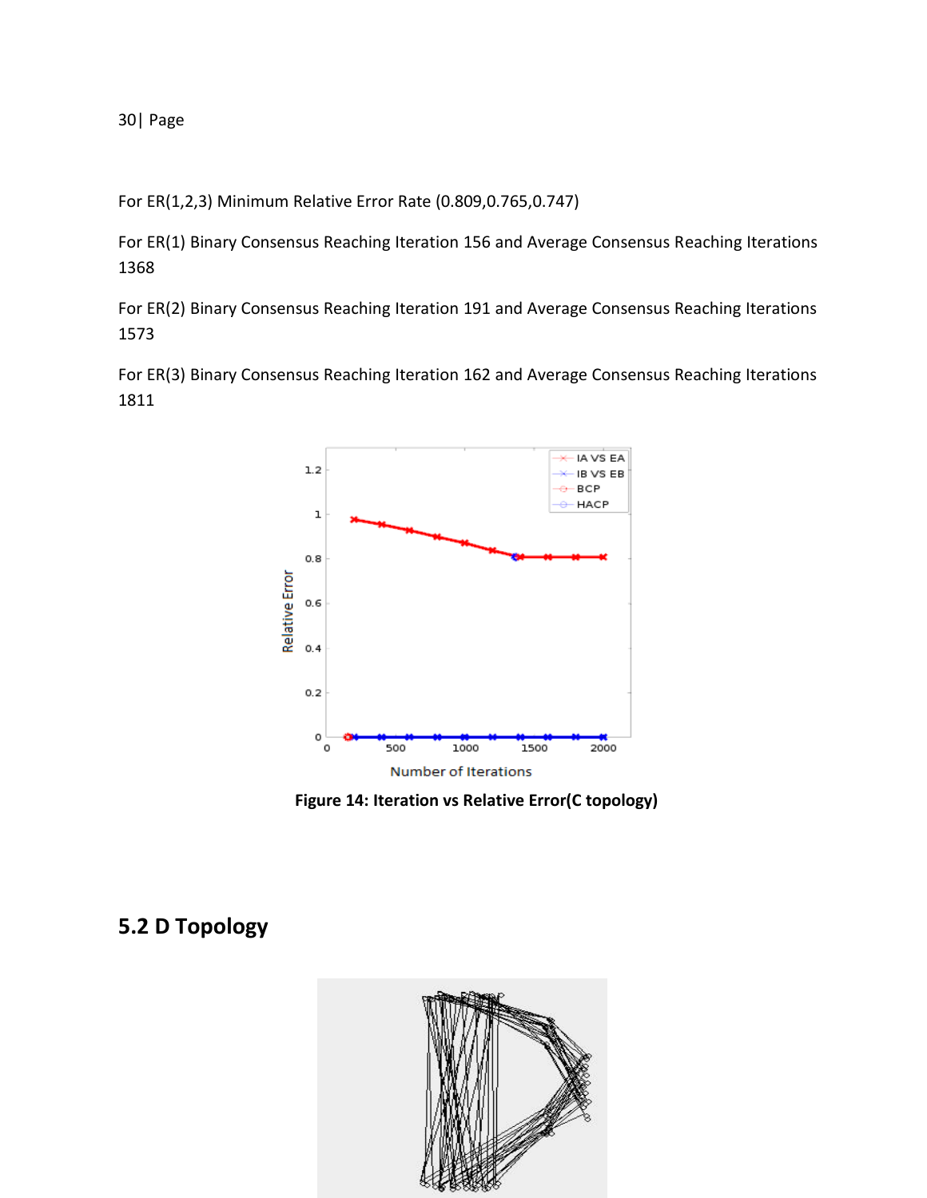For ER(1,2,3) Minimum Relative Error Rate (0.809,0.765,0.747)

For ER(1) Binary Consensus Reaching Iteration 156 and Average Consensus Reaching Iterations 1368

For ER(2) Binary Consensus Reaching Iteration 191 and Average Consensus Reaching Iterations 1573

For ER(3) Binary Consensus Reaching Iteration 162 and Average Consensus Reaching Iterations 1811

**Figure 14: Iteration vs Relative Error(C topology)**

## 5.2 D Topology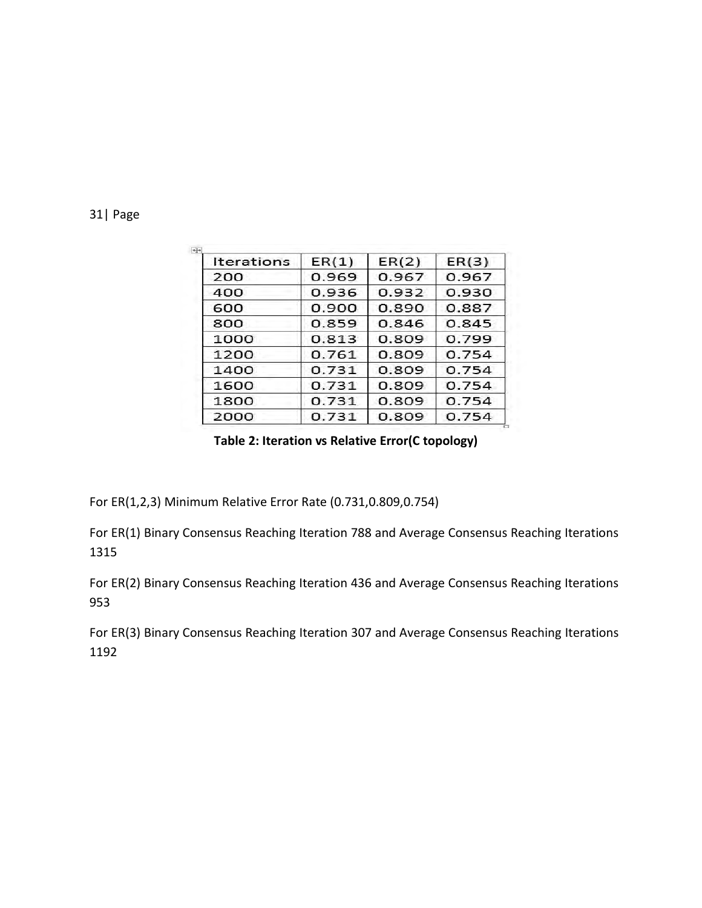| Iterations | ER(1) | ER(2) | ER(3) |
|---|---|---|---|
| 200 | 0.969 | 0.967 | 0.967 |
| 400 | 0.936 | 0.932 | 0.930 |
| 600 | 0.900 | 0.890 | 0.887 |
| 800 | 0.859 | 0.846 | 0.845 |
| 1000 | 0.813 | 0.809 | 0.799 |
| 1200 | 0.761 | 0.809 | 0.754 |
| 1400 | 0.731 | 0.809 | 0.754 |
| 1600 | 0.731 | 0.809 | 0.754 |
| 1800 | 0.731 | 0.809 | 0.754 |
| 2000 | 0.731 | 0.809 | 0.754 |

**Table 2: Iteration vs Relative Error(C topology)**

For ER(1,2,3) Minimum Relative Error Rate (0.731,0.809,0.754)

For ER(1) Binary Consensus Reaching Iteration 788 and Average Consensus Reaching Iterations 1315

For ER(2) Binary Consensus Reaching Iteration 436 and Average Consensus Reaching Iterations 953

For ER(3) Binary Consensus Reaching Iteration 307 and Average Consensus Reaching Iterations 1192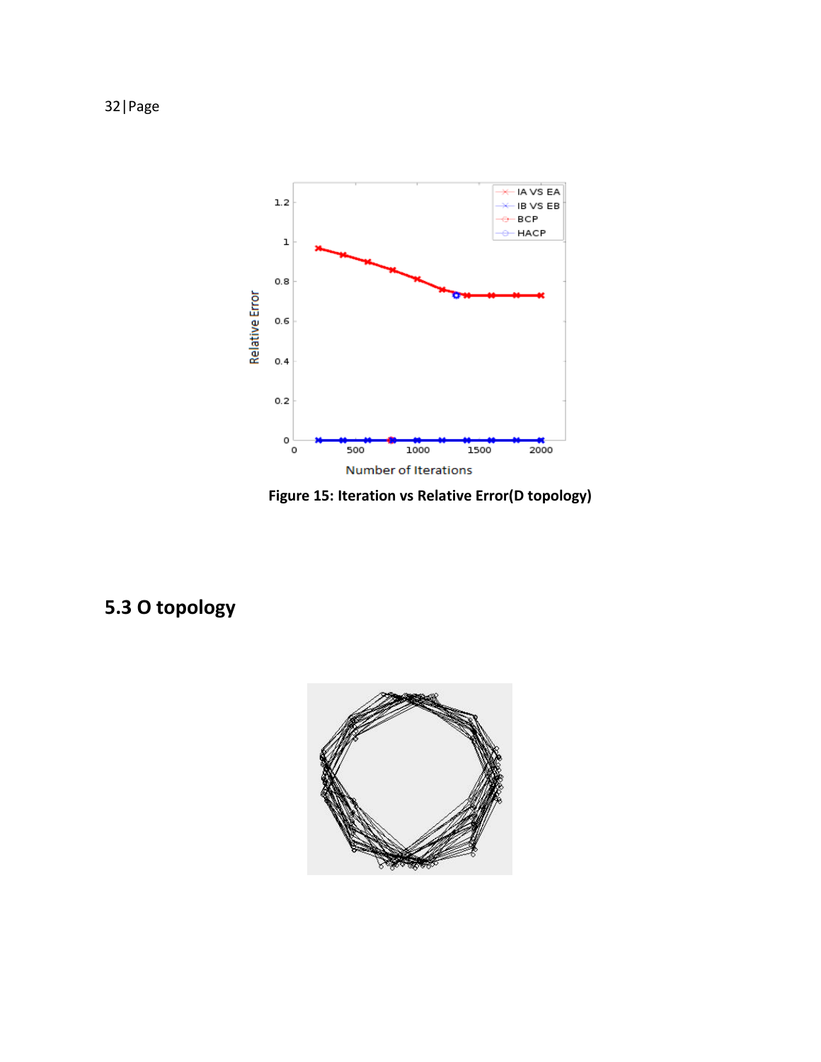Figure 15: Iteration vs Relative Error(D topology)

## 5.3 O topology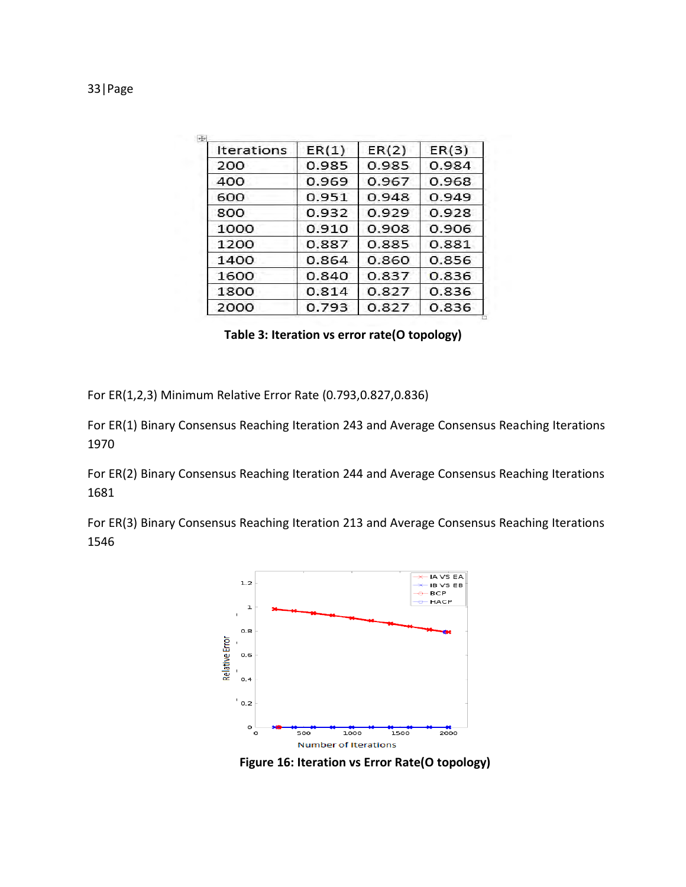| Iterations | ER(1) | ER(2) | ER(3) |
|---|---|---|---|
| 200 | 0.985 | 0.985 | 0.984 |
| 400 | 0.969 | 0.967 | 0.968 |
| 600 | 0.951 | 0.948 | 0.949 |
| 800 | 0.932 | 0.929 | 0.928 |
| 1000 | 0.910 | 0.908 | 0.906 |
| 1200 | 0.887 | 0.885 | 0.881 |
| 1400 | 0.864 | 0.860 | 0.856 |
| 1600 | 0.840 | 0.837 | 0.836 |
| 1800 | 0.814 | 0.827 | 0.836 |
| 2000 | 0.793 | 0.827 | 0.836 |

**Table 3: Iteration vs error rate(O topology)**

For ER(1,2,3) Minimum Relative Error Rate (0.793,0.827,0.836)

For ER(1) Binary Consensus Reaching Iteration 243 and Average Consensus Reaching Iterations 1970

For ER(2) Binary Consensus Reaching Iteration 244 and Average Consensus Reaching Iterations 1681

For ER(3) Binary Consensus Reaching Iteration 213 and Average Consensus Reaching Iterations 1546

**Figure 16: Iteration vs Error Rate(O topology)**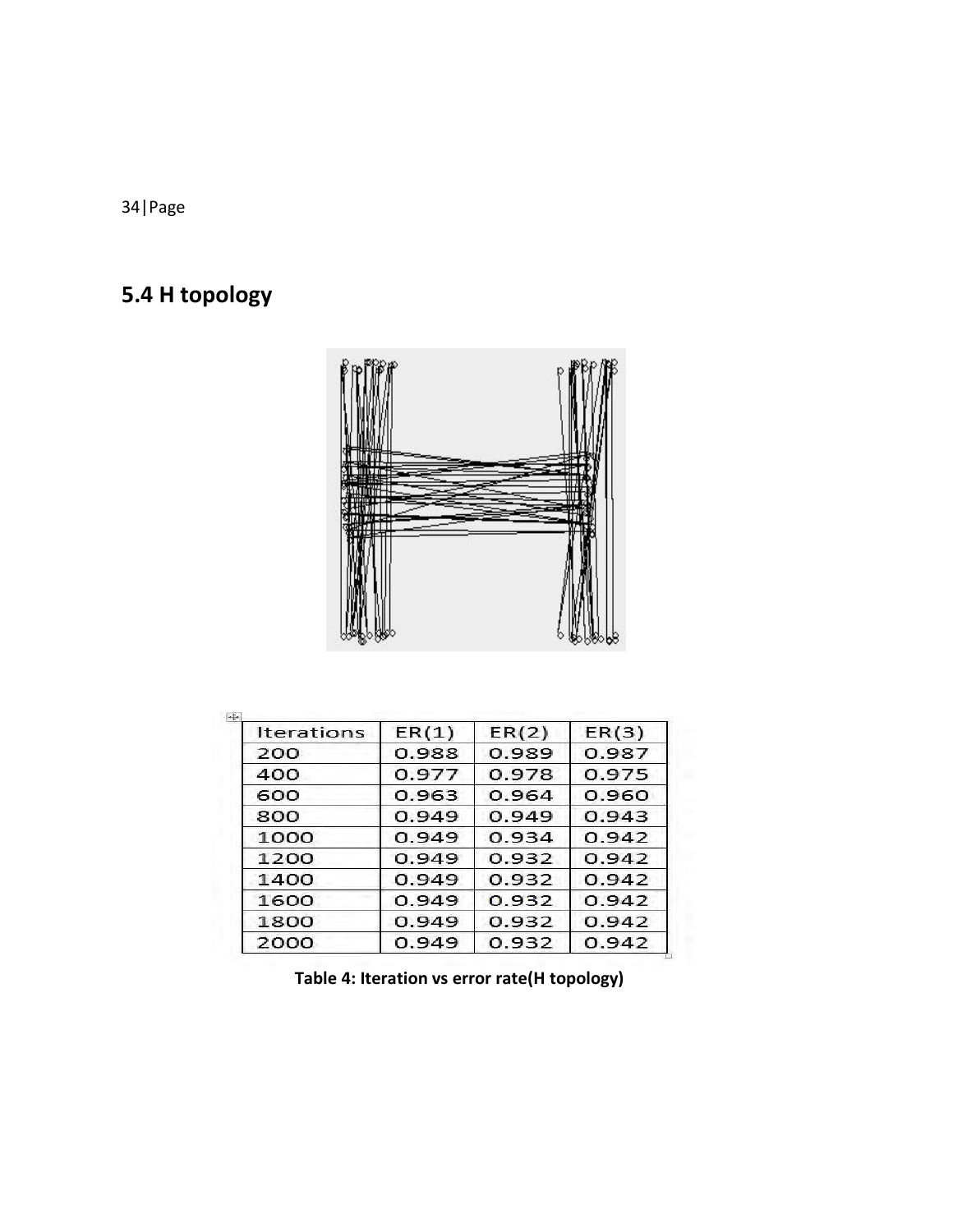## 5.4 H topology

| Iterations | ER(1) | ER(2) | ER(3) |
|---|---|---|---|
| 200 | 0.988 | 0.989 | 0.987 |
| 400 | 0.977 | 0.978 | 0.975 |
| 600 | 0.963 | 0.964 | 0.960 |
| 800 | 0.949 | 0.949 | 0.943 |
| 1000 | 0.949 | 0.934 | 0.942 |
| 1200 | 0.949 | 0.932 | 0.942 |
| 1400 | 0.949 | 0.932 | 0.942 |
| 1600 | 0.949 | 0.932 | 0.942 |
| 1800 | 0.949 | 0.932 | 0.942 |
| 2000 | 0.949 | 0.932 | 0.942 |

**Table 4: Iteration vs error rate(H topology)**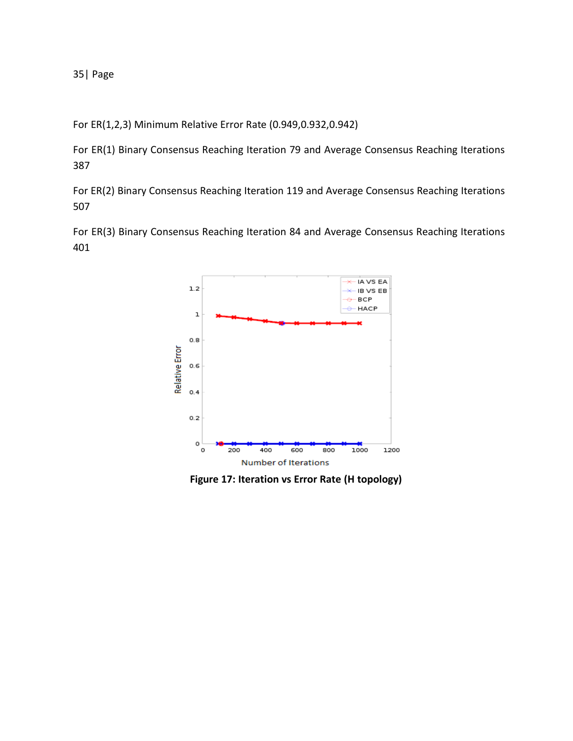For ER(1,2,3) Minimum Relative Error Rate (0.949,0.932,0.942)

For ER(1) Binary Consensus Reaching Iteration 79 and Average Consensus Reaching Iterations 387

For ER(2) Binary Consensus Reaching Iteration 119 and Average Consensus Reaching Iterations 507

For ER(3) Binary Consensus Reaching Iteration 84 and Average Consensus Reaching Iterations 401

**Figure 17: Iteration vs Error Rate (H topology)**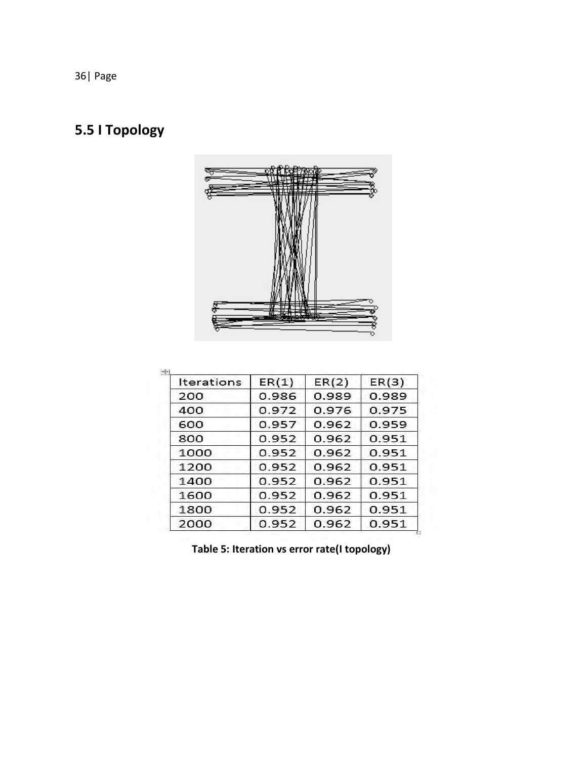## 5.5 I Topology

| Iterations | ER(1) | ER(2) | ER(3) |
|---|---|---|---|
| 200 | 0.986 | 0.989 | 0.989 |
| 400 | 0.972 | 0.976 | 0.975 |
| 600 | 0.957 | 0.962 | 0.959 |
| 800 | 0.952 | 0.962 | 0.951 |
| 1000 | 0.952 | 0.962 | 0.951 |
| 1200 | 0.952 | 0.962 | 0.951 |
| 1400 | 0.952 | 0.962 | 0.951 |
| 1600 | 0.952 | 0.962 | 0.951 |
| 1800 | 0.952 | 0.962 | 0.951 |
| 2000 | 0.952 | 0.962 | 0.951 |

**Table 5: Iteration vs error rate(I topology)**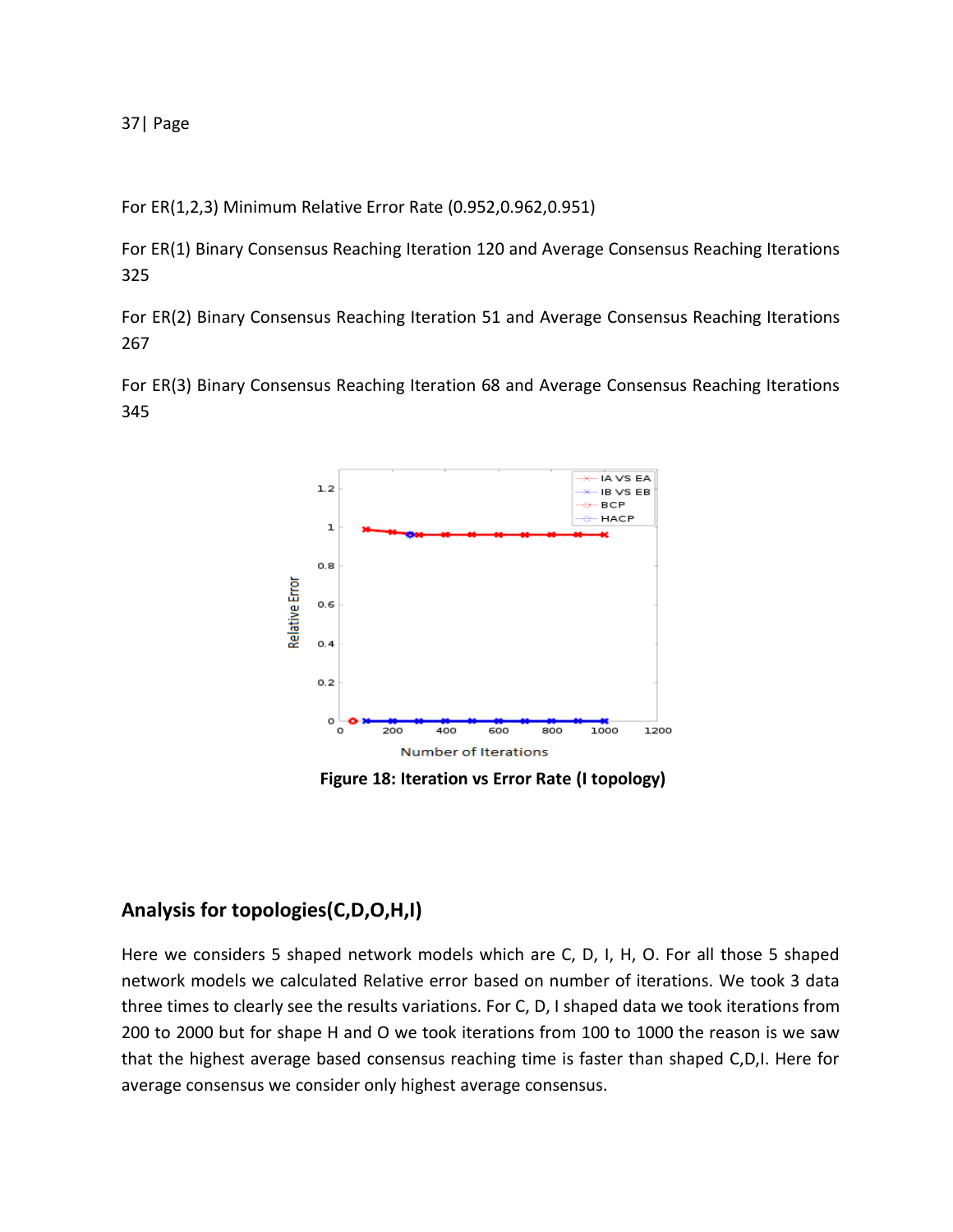For ER(1,2,3) Minimum Relative Error Rate (0.952,0.962,0.951)

For ER(1) Binary Consensus Reaching Iteration 120 and Average Consensus Reaching Iterations 325

For ER(2) Binary Consensus Reaching Iteration 51 and Average Consensus Reaching Iterations 267

For ER(3) Binary Consensus Reaching Iteration 68 and Average Consensus Reaching Iterations 345

**Figure 18: Iteration vs Error Rate (I topology)**

## Analysis for topologies(C,D,O,H,I)

Here we considers 5 shaped network models which are C, D, I, H, O. For all those 5 shaped network models we calculated Relative error based on number of iterations. We took 3 data three times to clearly see the results variations. For C, D, I shaped data we took iterations from 200 to 2000 but for shape H and O we took iterations from 100 to 1000 the reason is we saw that the highest average based consensus reaching time is faster than shaped C,D,I. Here for average consensus we consider only highest average consensus.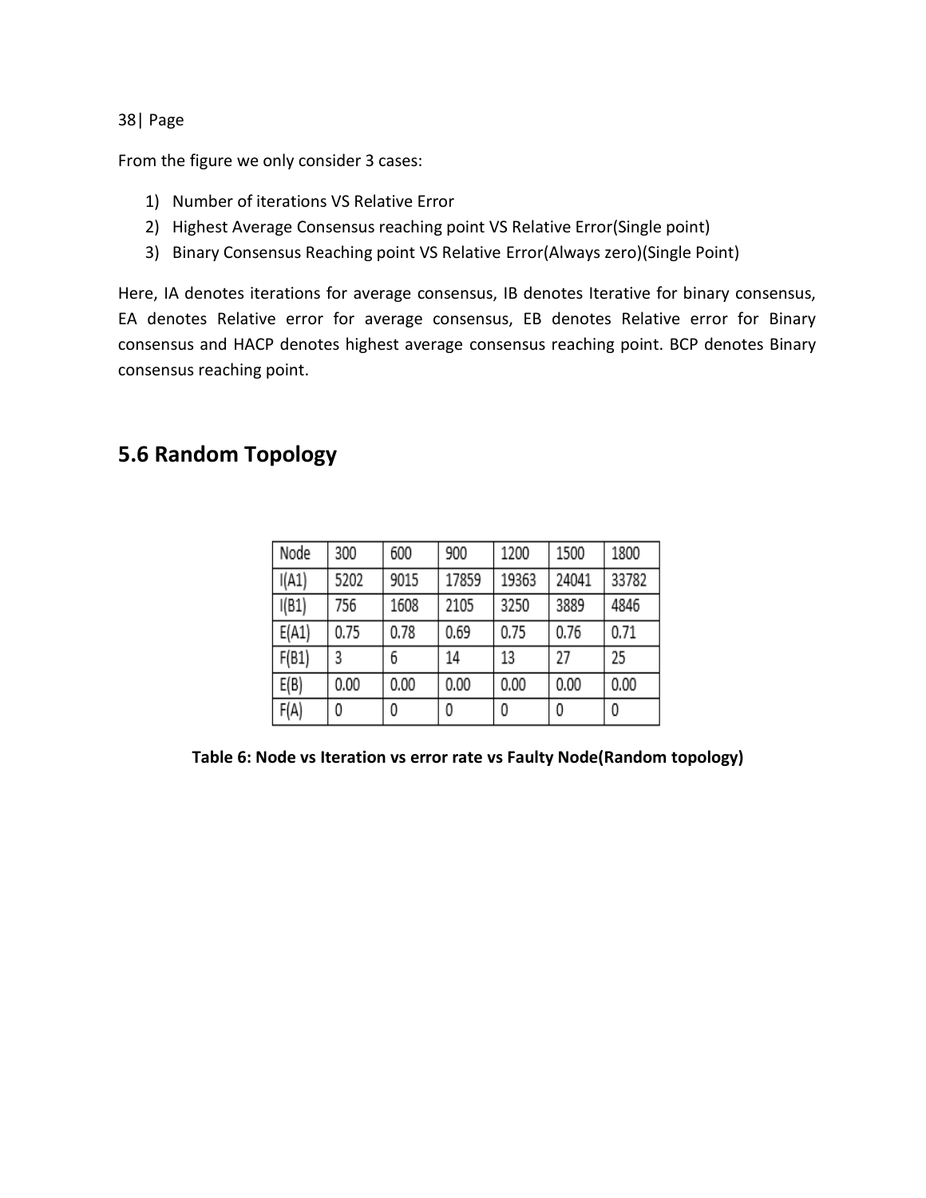From the figure we only consider 3 cases:

1) Number of iterations VS Relative Error
2) Highest Average Consensus reaching point VS Relative Error(Single point)
3) Binary Consensus Reaching point VS Relative Error(Always zero)(Single Point)

Here, IA denotes iterations for average consensus, IB denotes Iterative for binary consensus, EA denotes Relative error for average consensus, EB denotes Relative error for Binary consensus and HACP denotes highest average consensus reaching point. BCP denotes Binary consensus reaching point.

## 5.6 Random Topology

| Node | 300 | 600 | 900 | 1200 | 1500 | 1800 |
|---|---|---|---|---|---|---|
| I(A1) | 5202 | 9015 | 17859 | 19363 | 24041 | 33782 |
| I(B1) | 756 | 1608 | 2105 | 3250 | 3889 | 4846 |
| E(A1) | 0.75 | 0.78 | 0.69 | 0.75 | 0.76 | 0.71 |
| F(B1) | 3 | 6 | 14 | 13 | 27 | 25 |
| E(B) | 0.00 | 0.00 | 0.00 | 0.00 | 0.00 | 0.00 |
| F(A) | 0 | 0 | 0 | 0 | 0 | 0 |

**Table 6: Node vs Iteration vs error rate vs Faulty Node(Random topology)**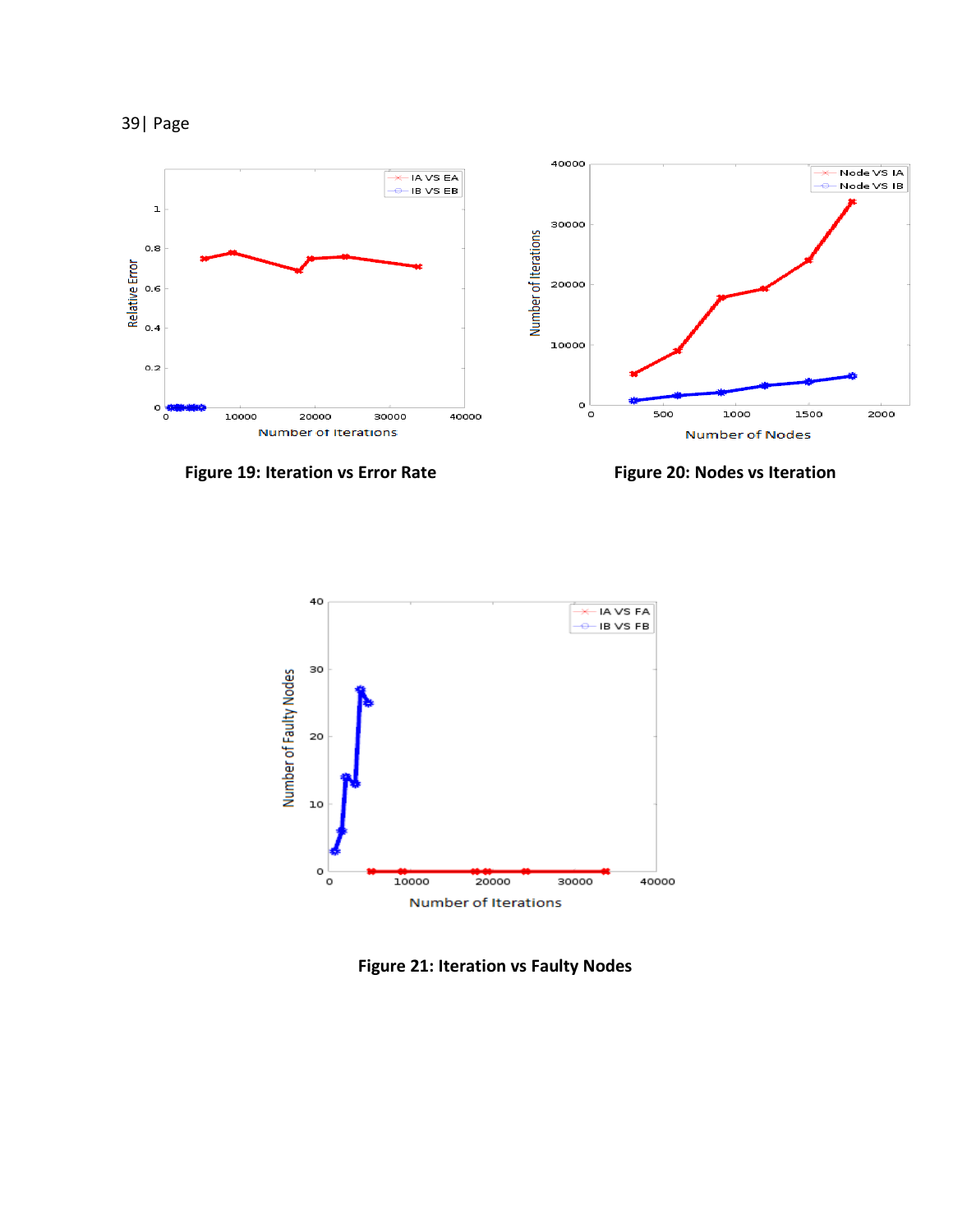**Figure 19: Iteration vs Error Rate**

**Figure 20: Nodes vs Iteration**

**Figure 21: Iteration vs Faulty Nodes**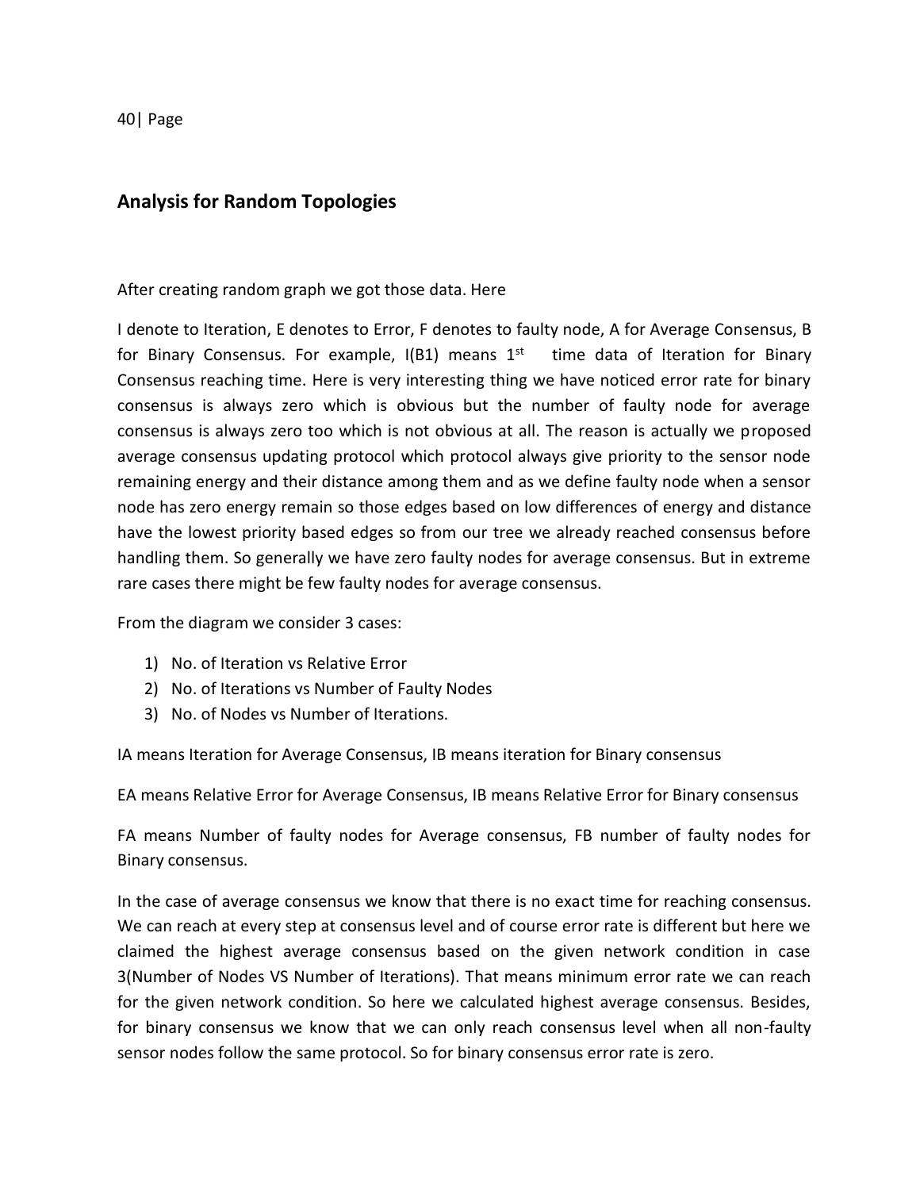## Analysis for Random Topologies

After creating random graph we got those data. Here

I denote to Iteration, E denotes to Error, F denotes to faulty node, A for Average Consensus, B for Binary Consensus. For example, I(B1) means 1st time data of Iteration for Binary Consensus reaching time. Here is very interesting thing we have noticed error rate for binary consensus is always zero which is obvious but the number of faulty node for average consensus is always zero too which is not obvious at all. The reason is actually we proposed average consensus updating protocol which protocol always give priority to the sensor node remaining energy and their distance among them and as we define faulty node when a sensor node has zero energy remain so those edges based on low differences of energy and distance have the lowest priority based edges so from our tree we already reached consensus before handling them. So generally we have zero faulty nodes for average consensus. But in extreme rare cases there might be few faulty nodes for average consensus.

From the diagram we consider 3 cases:

1) No. of Iteration vs Relative Error
2) No. of Iterations vs Number of Faulty Nodes
3) No. of Nodes vs Number of Iterations.

IA means Iteration for Average Consensus, IB means iteration for Binary consensus

EA means Relative Error for Average Consensus, IB means Relative Error for Binary consensus

FA means Number of faulty nodes for Average consensus, FB number of faulty nodes for Binary consensus.

In the case of average consensus we know that there is no exact time for reaching consensus. We can reach at every step at consensus level and of course error rate is different but here we claimed the highest average consensus based on the given network condition in case 3(Number of Nodes VS Number of Iterations). That means minimum error rate we can reach for the given network condition. So here we calculated highest average consensus. Besides, for binary consensus we know that we can only reach consensus level when all non-faulty sensor nodes follow the same protocol. So for binary consensus error rate is zero.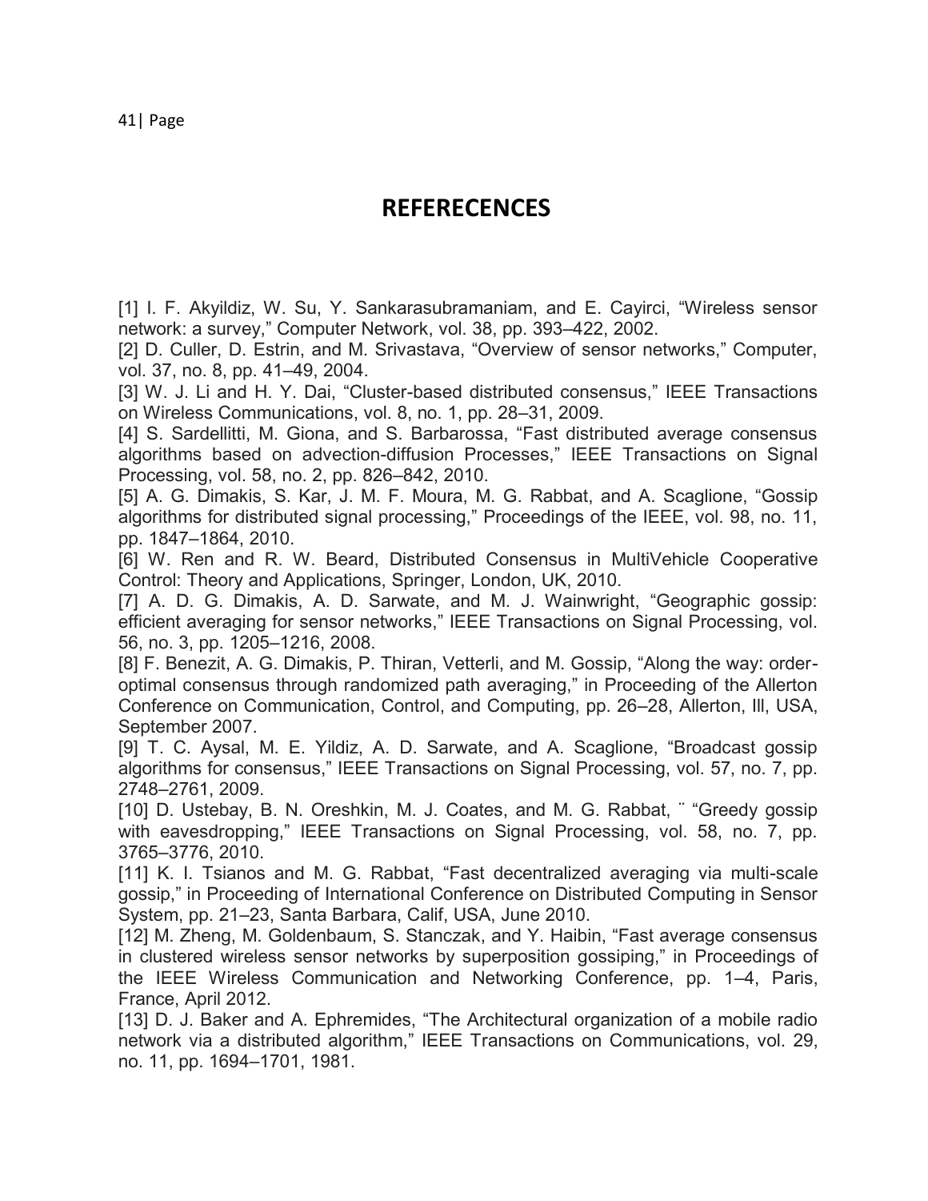# REFERECENCES

[1] I. F. Akyildiz, W. Su, Y. Sankarasubramaniam, and E. Cayirci, "Wireless sensor network: a survey," Computer Network, vol. 38, pp. 393–422, 2002.

[2] D. Culler, D. Estrin, and M. Srivastava, "Overview of sensor networks," Computer, vol. 37, no. 8, pp. 41–49, 2004.

[3] W. J. Li and H. Y. Dai, "Cluster-based distributed consensus," IEEE Transactions on Wireless Communications, vol. 8, no. 1, pp. 28–31, 2009.

[4] S. Sardellitti, M. Giona, and S. Barbarossa, "Fast distributed average consensus algorithms based on advection-diffusion Processes," IEEE Transactions on Signal Processing, vol. 58, no. 2, pp. 826–842, 2010.

[5] A. G. Dimakis, S. Kar, J. M. F. Moura, M. G. Rabbat, and A. Scaglione, "Gossip algorithms for distributed signal processing," Proceedings of the IEEE, vol. 98, no. 11, pp. 1847–1864, 2010.

[6] W. Ren and R. W. Beard, Distributed Consensus in MultiVehicle Cooperative Control: Theory and Applications, Springer, London, UK, 2010.

[7] A. D. G. Dimakis, A. D. Sarwate, and M. J. Wainwright, "Geographic gossip: efficient averaging for sensor networks," IEEE Transactions on Signal Processing, vol. 56, no. 3, pp. 1205–1216, 2008.

[8] F. Benezit, A. G. Dimakis, P. Thiran, Vetterli, and M. Gossip, "Along the way: order-optimal consensus through randomized path averaging," in Proceeding of the Allerton Conference on Communication, Control, and Computing, pp. 26–28, Allerton, Ill, USA, September 2007.

[9] T. C. Aysal, M. E. Yildiz, A. D. Sarwate, and A. Scaglione, "Broadcast gossip algorithms for consensus," IEEE Transactions on Signal Processing, vol. 57, no. 7, pp. 2748–2761, 2009.

[10] D. Ustebay, B. N. Oreshkin, M. J. Coates, and M. G. Rabbat, ¨ "Greedy gossip with eavesdropping," IEEE Transactions on Signal Processing, vol. 58, no. 7, pp. 3765–3776, 2010.

[11] K. I. Tsianos and M. G. Rabbat, "Fast decentralized averaging via multi-scale gossip," in Proceeding of International Conference on Distributed Computing in Sensor System, pp. 21–23, Santa Barbara, Calif, USA, June 2010.

[12] M. Zheng, M. Goldenbaum, S. Stanczak, and Y. Haibin, "Fast average consensus in clustered wireless sensor networks by superposition gossiping," in Proceedings of the IEEE Wireless Communication and Networking Conference, pp. 1–4, Paris, France, April 2012.

[13] D. J. Baker and A. Ephremides, "The Architectural organization of a mobile radio network via a distributed algorithm," IEEE Transactions on Communications, vol. 29, no. 11, pp. 1694–1701, 1981.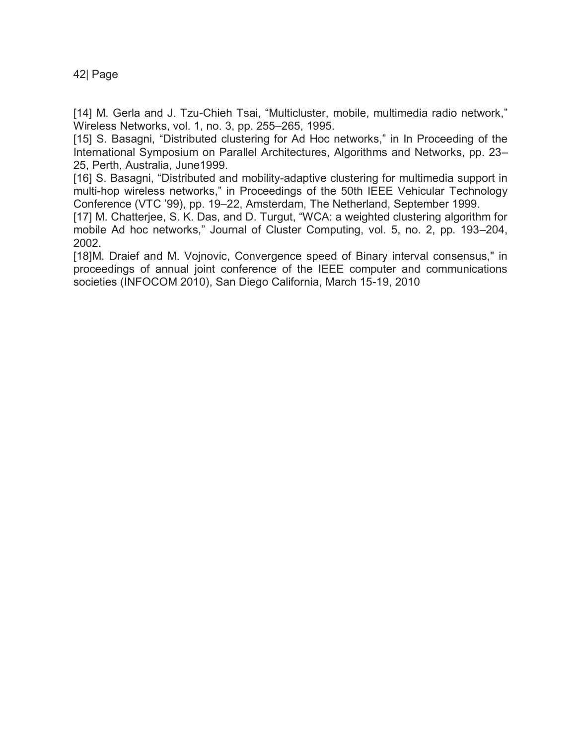[14] M. Gerla and J. Tzu-Chieh Tsai, “Multicluster, mobile, multimedia radio network,” Wireless Networks, vol. 1, no. 3, pp. 255–265, 1995.

[15] S. Basagni, “Distributed clustering for Ad Hoc networks,” in In Proceeding of the International Symposium on Parallel Architectures, Algorithms and Networks, pp. 23–25, Perth, Australia, June1999.

[16] S. Basagni, “Distributed and mobility-adaptive clustering for multimedia support in multi-hop wireless networks,” in Proceedings of the 50th IEEE Vehicular Technology Conference (VTC ’99), pp. 19–22, Amsterdam, The Netherland, September 1999.

[17] M. Chatterjee, S. K. Das, and D. Turgut, “WCA: a weighted clustering algorithm for mobile Ad hoc networks,” Journal of Cluster Computing, vol. 5, no. 2, pp. 193–204, 2002.

[18]M. Draief and M. Vojnovic, Convergence speed of Binary interval consensus," in proceedings of annual joint conference of the IEEE computer and communications societies (INFOCOM 2010), San Diego California, March 15-19, 2010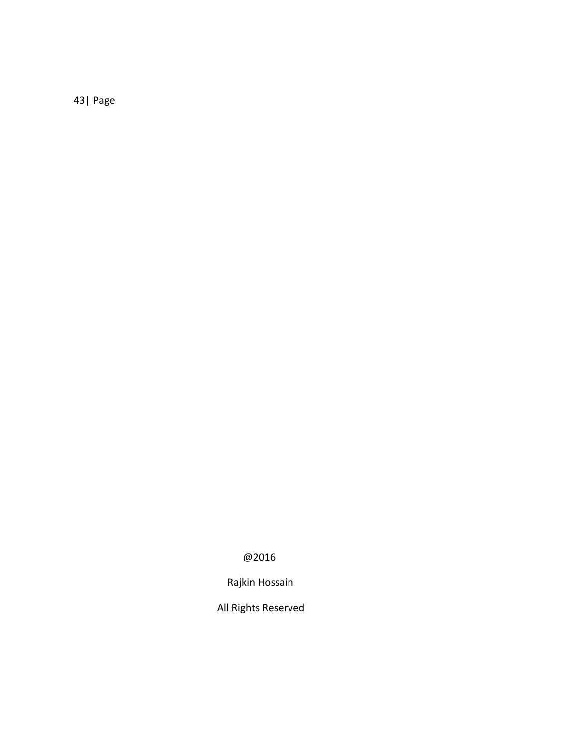@2016

Rajkin Hossain

All Rights Reserved